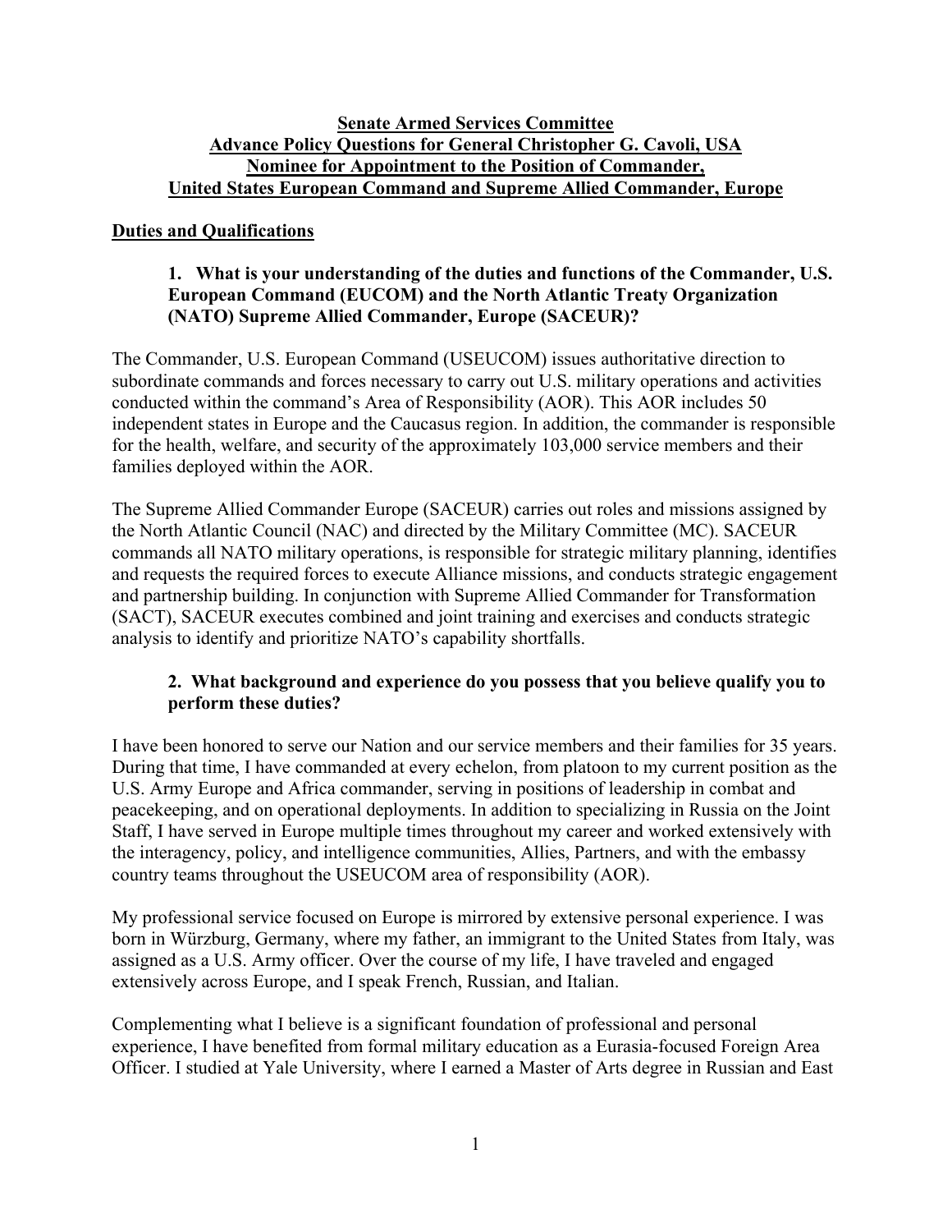**Senate Armed Services Committee**
**Advance Policy Questions for General Christopher G. Cavoli, USA**
**Nominee for Appointment to the Position of Commander,**
**United States European Command and Supreme Allied Commander, Europe**

## Duties and Qualifications

**1. What is your understanding of the duties and functions of the Commander, U.S. European Command (EUCOM) and the North Atlantic Treaty Organization (NATO) Supreme Allied Commander, Europe (SACEUR)?**

The Commander, U.S. European Command (USEUCOM) issues authoritative direction to subordinate commands and forces necessary to carry out U.S. military operations and activities conducted within the command's Area of Responsibility (AOR). This AOR includes 50 independent states in Europe and the Caucasus region. In addition, the commander is responsible for the health, welfare, and security of the approximately 103,000 service members and their families deployed within the AOR.

The Supreme Allied Commander Europe (SACEUR) carries out roles and missions assigned by the North Atlantic Council (NAC) and directed by the Military Committee (MC). SACEUR commands all NATO military operations, is responsible for strategic military planning, identifies and requests the required forces to execute Alliance missions, and conducts strategic engagement and partnership building. In conjunction with Supreme Allied Commander for Transformation (SACT), SACEUR executes combined and joint training and exercises and conducts strategic analysis to identify and prioritize NATO's capability shortfalls.

**2. What background and experience do you possess that you believe qualify you to perform these duties?**

I have been honored to serve our Nation and our service members and their families for 35 years. During that time, I have commanded at every echelon, from platoon to my current position as the U.S. Army Europe and Africa commander, serving in positions of leadership in combat and peacekeeping, and on operational deployments. In addition to specializing in Russia on the Joint Staff, I have served in Europe multiple times throughout my career and worked extensively with the interagency, policy, and intelligence communities, Allies, Partners, and with the embassy country teams throughout the USEUCOM area of responsibility (AOR).

My professional service focused on Europe is mirrored by extensive personal experience. I was born in Würzburg, Germany, where my father, an immigrant to the United States from Italy, was assigned as a U.S. Army officer. Over the course of my life, I have traveled and engaged extensively across Europe, and I speak French, Russian, and Italian.

Complementing what I believe is a significant foundation of professional and personal experience, I have benefited from formal military education as a Eurasia-focused Foreign Area Officer. I studied at Yale University, where I earned a Master of Arts degree in Russian and East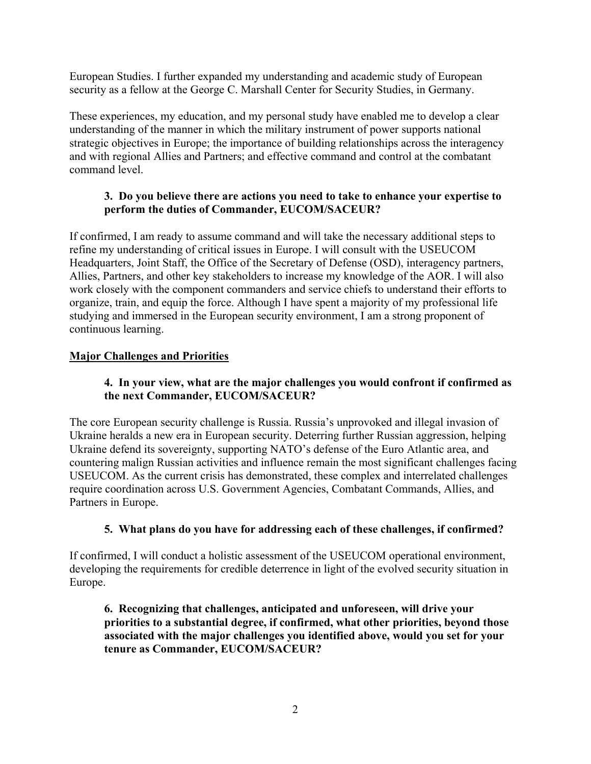European Studies. I further expanded my understanding and academic study of European security as a fellow at the George C. Marshall Center for Security Studies, in Germany.

These experiences, my education, and my personal study have enabled me to develop a clear understanding of the manner in which the military instrument of power supports national strategic objectives in Europe; the importance of building relationships across the interagency and with regional Allies and Partners; and effective command and control at the combatant command level.

**3. Do you believe there are actions you need to take to enhance your expertise to perform the duties of Commander, EUCOM/SACEUR?**

If confirmed, I am ready to assume command and will take the necessary additional steps to refine my understanding of critical issues in Europe. I will consult with the USEUCOM Headquarters, Joint Staff, the Office of the Secretary of Defense (OSD), interagency partners, Allies, Partners, and other key stakeholders to increase my knowledge of the AOR. I will also work closely with the component commanders and service chiefs to understand their efforts to organize, train, and equip the force. Although I have spent a majority of my professional life studying and immersed in the European security environment, I am a strong proponent of continuous learning.

## Major Challenges and Priorities

**4. In your view, what are the major challenges you would confront if confirmed as the next Commander, EUCOM/SACEUR?**

The core European security challenge is Russia. Russia's unprovoked and illegal invasion of Ukraine heralds a new era in European security. Deterring further Russian aggression, helping Ukraine defend its sovereignty, supporting NATO's defense of the Euro Atlantic area, and countering malign Russian activities and influence remain the most significant challenges facing USEUCOM. As the current crisis has demonstrated, these complex and interrelated challenges require coordination across U.S. Government Agencies, Combatant Commands, Allies, and Partners in Europe.

**5. What plans do you have for addressing each of these challenges, if confirmed?**

If confirmed, I will conduct a holistic assessment of the USEUCOM operational environment, developing the requirements for credible deterrence in light of the evolved security situation in Europe.

**6. Recognizing that challenges, anticipated and unforeseen, will drive your priorities to a substantial degree, if confirmed, what other priorities, beyond those associated with the major challenges you identified above, would you set for your tenure as Commander, EUCOM/SACEUR?**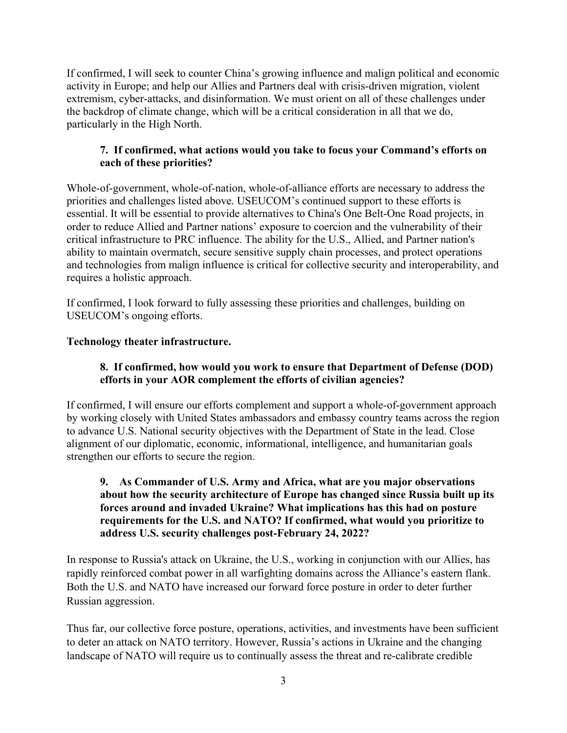If confirmed, I will seek to counter China's growing influence and malign political and economic activity in Europe; and help our Allies and Partners deal with crisis-driven migration, violent extremism, cyber-attacks, and disinformation. We must orient on all of these challenges under the backdrop of climate change, which will be a critical consideration in all that we do, particularly in the High North.

**7. If confirmed, what actions would you take to focus your Command's efforts on each of these priorities?**

Whole-of-government, whole-of-nation, whole-of-alliance efforts are necessary to address the priorities and challenges listed above. USEUCOM's continued support to these efforts is essential. It will be essential to provide alternatives to China's One Belt-One Road projects, in order to reduce Allied and Partner nations' exposure to coercion and the vulnerability of their critical infrastructure to PRC influence. The ability for the U.S., Allied, and Partner nation's ability to maintain overmatch, secure sensitive supply chain processes, and protect operations and technologies from malign influence is critical for collective security and interoperability, and requires a holistic approach.

If confirmed, I look forward to fully assessing these priorities and challenges, building on USEUCOM's ongoing efforts.

**Technology theater infrastructure.**

**8. If confirmed, how would you work to ensure that Department of Defense (DOD) efforts in your AOR complement the efforts of civilian agencies?**

If confirmed, I will ensure our efforts complement and support a whole-of-government approach by working closely with United States ambassadors and embassy country teams across the region to advance U.S. National security objectives with the Department of State in the lead. Close alignment of our diplomatic, economic, informational, intelligence, and humanitarian goals strengthen our efforts to secure the region.

**9. As Commander of U.S. Army and Africa, what are you major observations about how the security architecture of Europe has changed since Russia built up its forces around and invaded Ukraine? What implications has this had on posture requirements for the U.S. and NATO? If confirmed, what would you prioritize to address U.S. security challenges post-February 24, 2022?**

In response to Russia's attack on Ukraine, the U.S., working in conjunction with our Allies, has rapidly reinforced combat power in all warfighting domains across the Alliance's eastern flank. Both the U.S. and NATO have increased our forward force posture in order to deter further Russian aggression.

Thus far, our collective force posture, operations, activities, and investments have been sufficient to deter an attack on NATO territory. However, Russia's actions in Ukraine and the changing landscape of NATO will require us to continually assess the threat and re-calibrate credible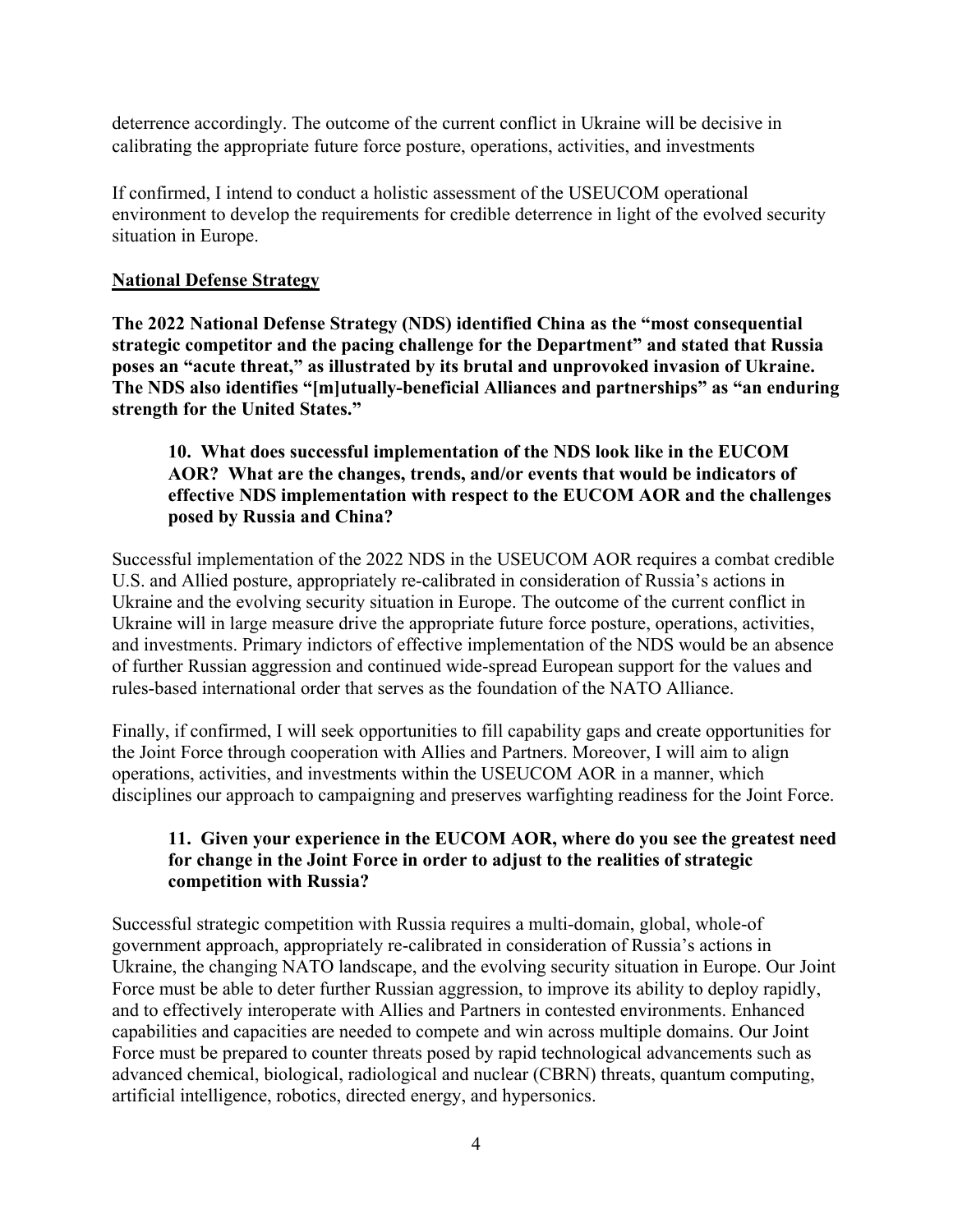deterrence accordingly. The outcome of the current conflict in Ukraine will be decisive in calibrating the appropriate future force posture, operations, activities, and investments

If confirmed, I intend to conduct a holistic assessment of the USEUCOM operational environment to develop the requirements for credible deterrence in light of the evolved security situation in Europe.

## National Defense Strategy

**The 2022 National Defense Strategy (NDS) identified China as the "most consequential strategic competitor and the pacing challenge for the Department" and stated that Russia poses an "acute threat," as illustrated by its brutal and unprovoked invasion of Ukraine. The NDS also identifies "[m]utually-beneficial Alliances and partnerships" as "an enduring strength for the United States."**

**10. What does successful implementation of the NDS look like in the EUCOM AOR? What are the changes, trends, and/or events that would be indicators of effective NDS implementation with respect to the EUCOM AOR and the challenges posed by Russia and China?**

Successful implementation of the 2022 NDS in the USEUCOM AOR requires a combat credible U.S. and Allied posture, appropriately re-calibrated in consideration of Russia's actions in Ukraine and the evolving security situation in Europe. The outcome of the current conflict in Ukraine will in large measure drive the appropriate future force posture, operations, activities, and investments. Primary indictors of effective implementation of the NDS would be an absence of further Russian aggression and continued wide-spread European support for the values and rules-based international order that serves as the foundation of the NATO Alliance.

Finally, if confirmed, I will seek opportunities to fill capability gaps and create opportunities for the Joint Force through cooperation with Allies and Partners. Moreover, I will aim to align operations, activities, and investments within the USEUCOM AOR in a manner, which disciplines our approach to campaigning and preserves warfighting readiness for the Joint Force.

**11. Given your experience in the EUCOM AOR, where do you see the greatest need for change in the Joint Force in order to adjust to the realities of strategic competition with Russia?**

Successful strategic competition with Russia requires a multi-domain, global, whole-of government approach, appropriately re-calibrated in consideration of Russia's actions in Ukraine, the changing NATO landscape, and the evolving security situation in Europe. Our Joint Force must be able to deter further Russian aggression, to improve its ability to deploy rapidly, and to effectively interoperate with Allies and Partners in contested environments. Enhanced capabilities and capacities are needed to compete and win across multiple domains. Our Joint Force must be prepared to counter threats posed by rapid technological advancements such as advanced chemical, biological, radiological and nuclear (CBRN) threats, quantum computing, artificial intelligence, robotics, directed energy, and hypersonics.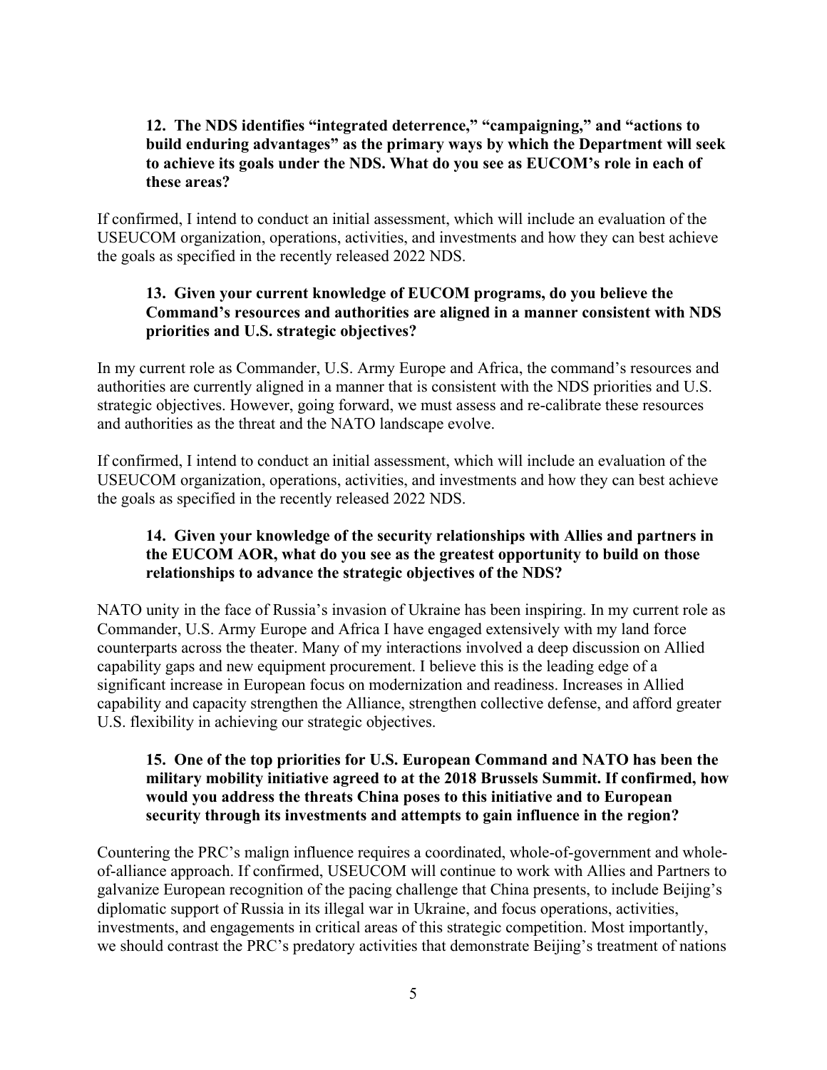**12. The NDS identifies "integrated deterrence," "campaigning," and "actions to build enduring advantages" as the primary ways by which the Department will seek to achieve its goals under the NDS. What do you see as EUCOM's role in each of these areas?**

If confirmed, I intend to conduct an initial assessment, which will include an evaluation of the USEUCOM organization, operations, activities, and investments and how they can best achieve the goals as specified in the recently released 2022 NDS.

**13. Given your current knowledge of EUCOM programs, do you believe the Command's resources and authorities are aligned in a manner consistent with NDS priorities and U.S. strategic objectives?**

In my current role as Commander, U.S. Army Europe and Africa, the command's resources and authorities are currently aligned in a manner that is consistent with the NDS priorities and U.S. strategic objectives. However, going forward, we must assess and re-calibrate these resources and authorities as the threat and the NATO landscape evolve.

If confirmed, I intend to conduct an initial assessment, which will include an evaluation of the USEUCOM organization, operations, activities, and investments and how they can best achieve the goals as specified in the recently released 2022 NDS.

**14. Given your knowledge of the security relationships with Allies and partners in the EUCOM AOR, what do you see as the greatest opportunity to build on those relationships to advance the strategic objectives of the NDS?**

NATO unity in the face of Russia's invasion of Ukraine has been inspiring. In my current role as Commander, U.S. Army Europe and Africa I have engaged extensively with my land force counterparts across the theater. Many of my interactions involved a deep discussion on Allied capability gaps and new equipment procurement. I believe this is the leading edge of a significant increase in European focus on modernization and readiness. Increases in Allied capability and capacity strengthen the Alliance, strengthen collective defense, and afford greater U.S. flexibility in achieving our strategic objectives.

**15. One of the top priorities for U.S. European Command and NATO has been the military mobility initiative agreed to at the 2018 Brussels Summit. If confirmed, how would you address the threats China poses to this initiative and to European security through its investments and attempts to gain influence in the region?**

Countering the PRC's malign influence requires a coordinated, whole-of-government and whole-of-alliance approach. If confirmed, USEUCOM will continue to work with Allies and Partners to galvanize European recognition of the pacing challenge that China presents, to include Beijing's diplomatic support of Russia in its illegal war in Ukraine, and focus operations, activities, investments, and engagements in critical areas of this strategic competition. Most importantly, we should contrast the PRC's predatory activities that demonstrate Beijing's treatment of nations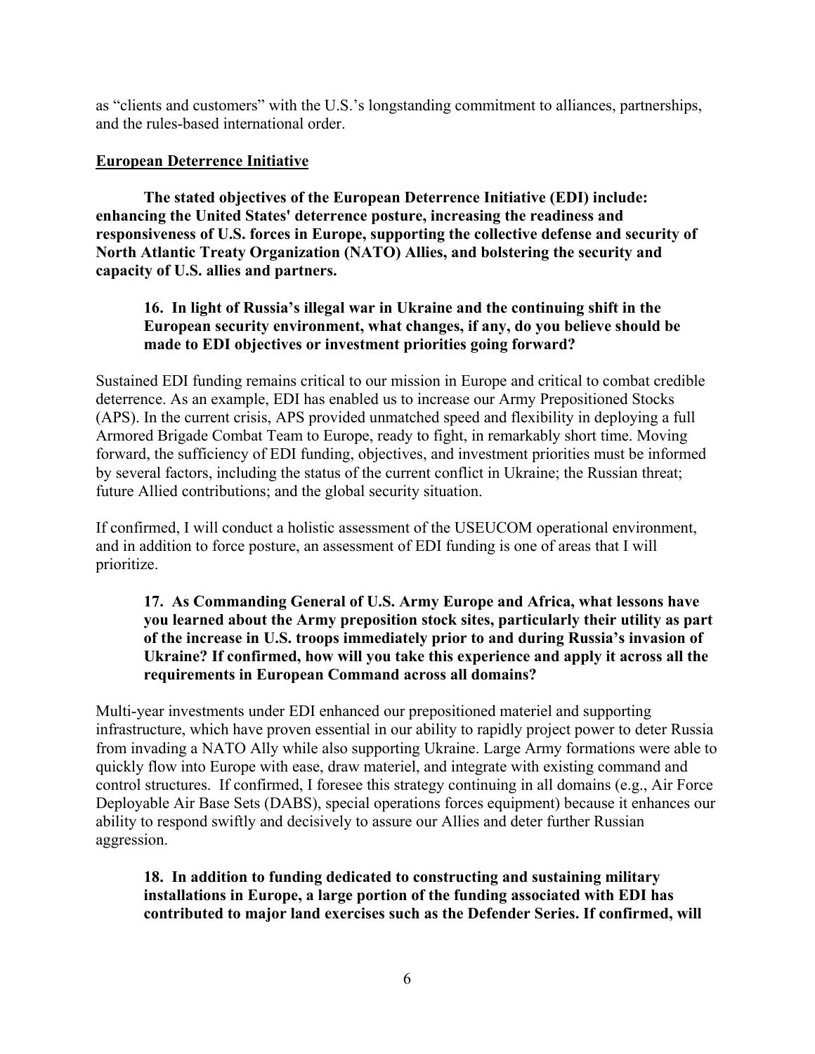as "clients and customers" with the U.S.'s longstanding commitment to alliances, partnerships, and the rules-based international order.

## European Deterrence Initiative

**The stated objectives of the European Deterrence Initiative (EDI) include: enhancing the United States' deterrence posture, increasing the readiness and responsiveness of U.S. forces in Europe, supporting the collective defense and security of North Atlantic Treaty Organization (NATO) Allies, and bolstering the security and capacity of U.S. allies and partners.**

**16. In light of Russia's illegal war in Ukraine and the continuing shift in the European security environment, what changes, if any, do you believe should be made to EDI objectives or investment priorities going forward?**

Sustained EDI funding remains critical to our mission in Europe and critical to combat credible deterrence. As an example, EDI has enabled us to increase our Army Prepositioned Stocks (APS). In the current crisis, APS provided unmatched speed and flexibility in deploying a full Armored Brigade Combat Team to Europe, ready to fight, in remarkably short time. Moving forward, the sufficiency of EDI funding, objectives, and investment priorities must be informed by several factors, including the status of the current conflict in Ukraine; the Russian threat; future Allied contributions; and the global security situation.

If confirmed, I will conduct a holistic assessment of the USEUCOM operational environment, and in addition to force posture, an assessment of EDI funding is one of areas that I will prioritize.

**17. As Commanding General of U.S. Army Europe and Africa, what lessons have you learned about the Army preposition stock sites, particularly their utility as part of the increase in U.S. troops immediately prior to and during Russia's invasion of Ukraine? If confirmed, how will you take this experience and apply it across all the requirements in European Command across all domains?**

Multi-year investments under EDI enhanced our prepositioned materiel and supporting infrastructure, which have proven essential in our ability to rapidly project power to deter Russia from invading a NATO Ally while also supporting Ukraine. Large Army formations were able to quickly flow into Europe with ease, draw materiel, and integrate with existing command and control structures. If confirmed, I foresee this strategy continuing in all domains (e.g., Air Force Deployable Air Base Sets (DABS), special operations forces equipment) because it enhances our ability to respond swiftly and decisively to assure our Allies and deter further Russian aggression.

**18. In addition to funding dedicated to constructing and sustaining military installations in Europe, a large portion of the funding associated with EDI has contributed to major land exercises such as the Defender Series. If confirmed, will**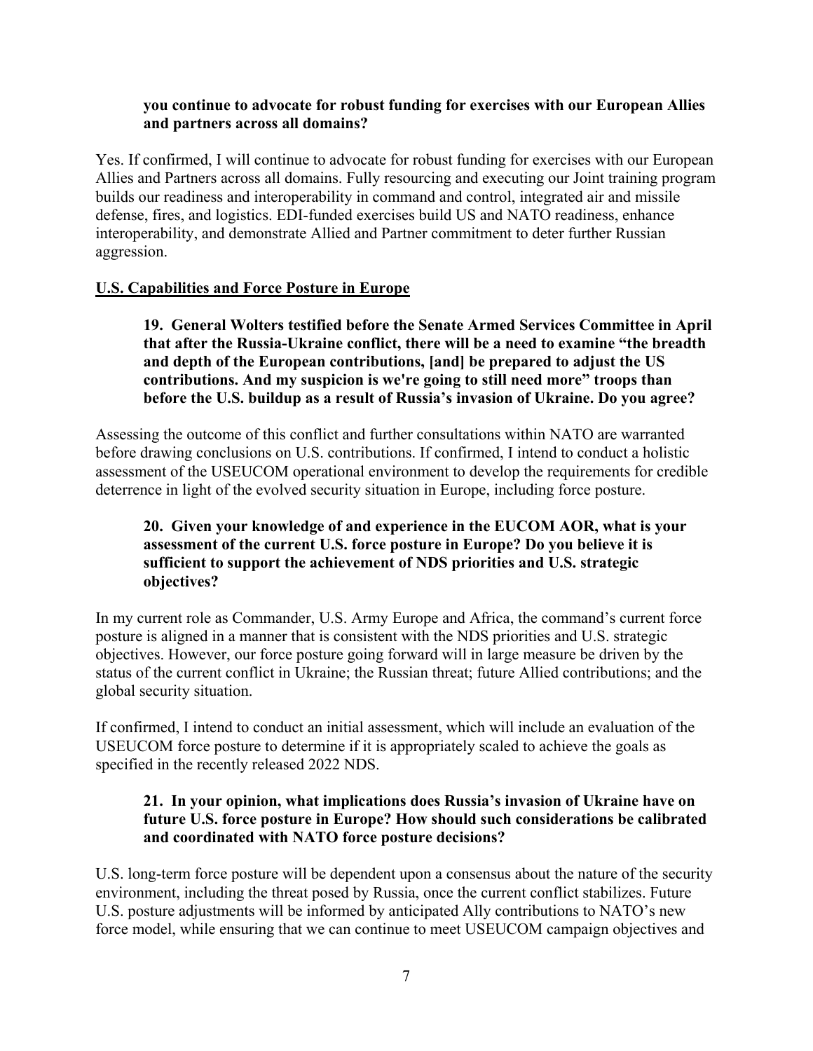**you continue to advocate for robust funding for exercises with our European Allies and partners across all domains?**

Yes. If confirmed, I will continue to advocate for robust funding for exercises with our European Allies and Partners across all domains. Fully resourcing and executing our Joint training program builds our readiness and interoperability in command and control, integrated air and missile defense, fires, and logistics. EDI-funded exercises build US and NATO readiness, enhance interoperability, and demonstrate Allied and Partner commitment to deter further Russian aggression.

## U.S. Capabilities and Force Posture in Europe

**19. General Wolters testified before the Senate Armed Services Committee in April that after the Russia-Ukraine conflict, there will be a need to examine "the breadth and depth of the European contributions, [and] be prepared to adjust the US contributions. And my suspicion is we're going to still need more" troops than before the U.S. buildup as a result of Russia's invasion of Ukraine. Do you agree?**

Assessing the outcome of this conflict and further consultations within NATO are warranted before drawing conclusions on U.S. contributions. If confirmed, I intend to conduct a holistic assessment of the USEUCOM operational environment to develop the requirements for credible deterrence in light of the evolved security situation in Europe, including force posture.

**20. Given your knowledge of and experience in the EUCOM AOR, what is your assessment of the current U.S. force posture in Europe? Do you believe it is sufficient to support the achievement of NDS priorities and U.S. strategic objectives?**

In my current role as Commander, U.S. Army Europe and Africa, the command's current force posture is aligned in a manner that is consistent with the NDS priorities and U.S. strategic objectives. However, our force posture going forward will in large measure be driven by the status of the current conflict in Ukraine; the Russian threat; future Allied contributions; and the global security situation.

If confirmed, I intend to conduct an initial assessment, which will include an evaluation of the USEUCOM force posture to determine if it is appropriately scaled to achieve the goals as specified in the recently released 2022 NDS.

**21. In your opinion, what implications does Russia's invasion of Ukraine have on future U.S. force posture in Europe? How should such considerations be calibrated and coordinated with NATO force posture decisions?**

U.S. long-term force posture will be dependent upon a consensus about the nature of the security environment, including the threat posed by Russia, once the current conflict stabilizes. Future U.S. posture adjustments will be informed by anticipated Ally contributions to NATO's new force model, while ensuring that we can continue to meet USEUCOM campaign objectives and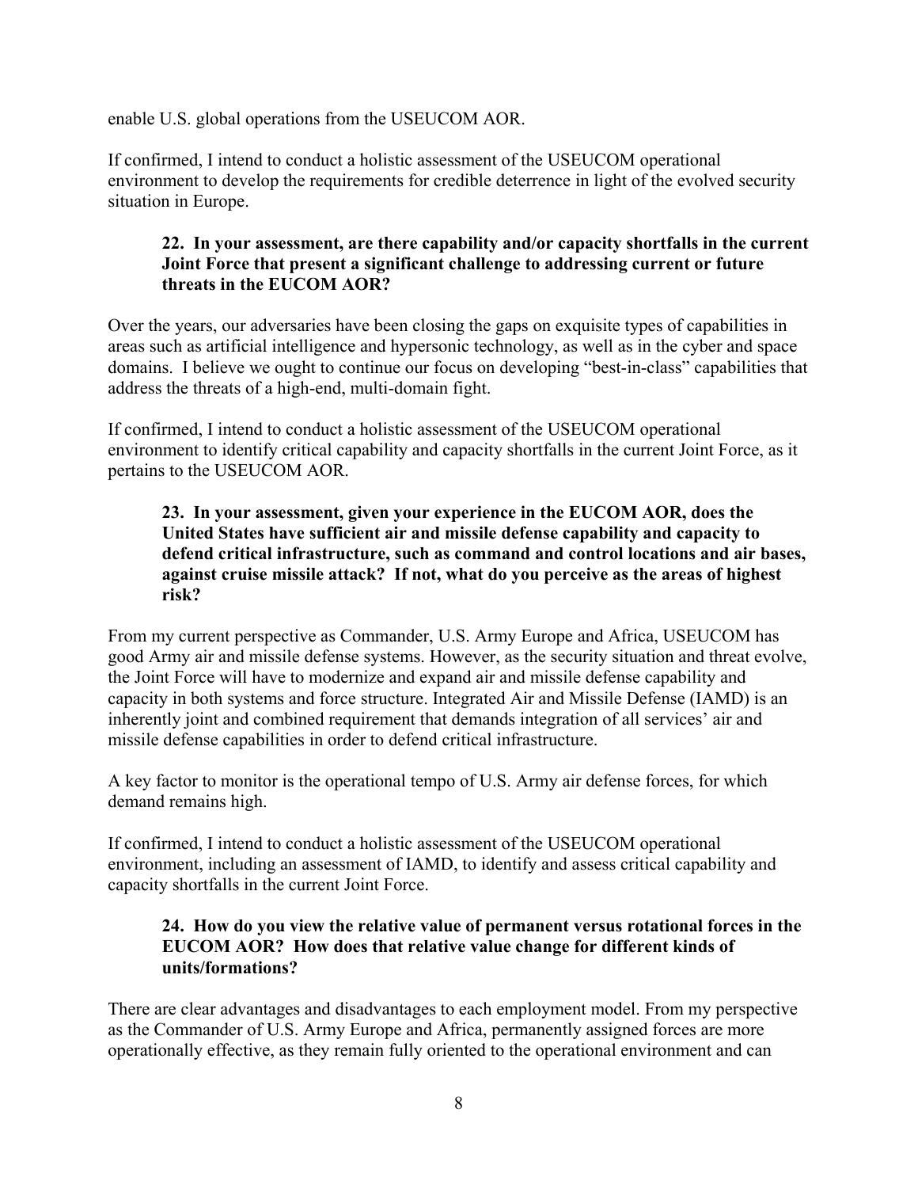enable U.S. global operations from the USEUCOM AOR.

If confirmed, I intend to conduct a holistic assessment of the USEUCOM operational environment to develop the requirements for credible deterrence in light of the evolved security situation in Europe.

**22. In your assessment, are there capability and/or capacity shortfalls in the current Joint Force that present a significant challenge to addressing current or future threats in the EUCOM AOR?**

Over the years, our adversaries have been closing the gaps on exquisite types of capabilities in areas such as artificial intelligence and hypersonic technology, as well as in the cyber and space domains. I believe we ought to continue our focus on developing "best-in-class" capabilities that address the threats of a high-end, multi-domain fight.

If confirmed, I intend to conduct a holistic assessment of the USEUCOM operational environment to identify critical capability and capacity shortfalls in the current Joint Force, as it pertains to the USEUCOM AOR.

**23. In your assessment, given your experience in the EUCOM AOR, does the United States have sufficient air and missile defense capability and capacity to defend critical infrastructure, such as command and control locations and air bases, against cruise missile attack? If not, what do you perceive as the areas of highest risk?**

From my current perspective as Commander, U.S. Army Europe and Africa, USEUCOM has good Army air and missile defense systems. However, as the security situation and threat evolve, the Joint Force will have to modernize and expand air and missile defense capability and capacity in both systems and force structure. Integrated Air and Missile Defense (IAMD) is an inherently joint and combined requirement that demands integration of all services' air and missile defense capabilities in order to defend critical infrastructure.

A key factor to monitor is the operational tempo of U.S. Army air defense forces, for which demand remains high.

If confirmed, I intend to conduct a holistic assessment of the USEUCOM operational environment, including an assessment of IAMD, to identify and assess critical capability and capacity shortfalls in the current Joint Force.

**24. How do you view the relative value of permanent versus rotational forces in the EUCOM AOR? How does that relative value change for different kinds of units/formations?**

There are clear advantages and disadvantages to each employment model. From my perspective as the Commander of U.S. Army Europe and Africa, permanently assigned forces are more operationally effective, as they remain fully oriented to the operational environment and can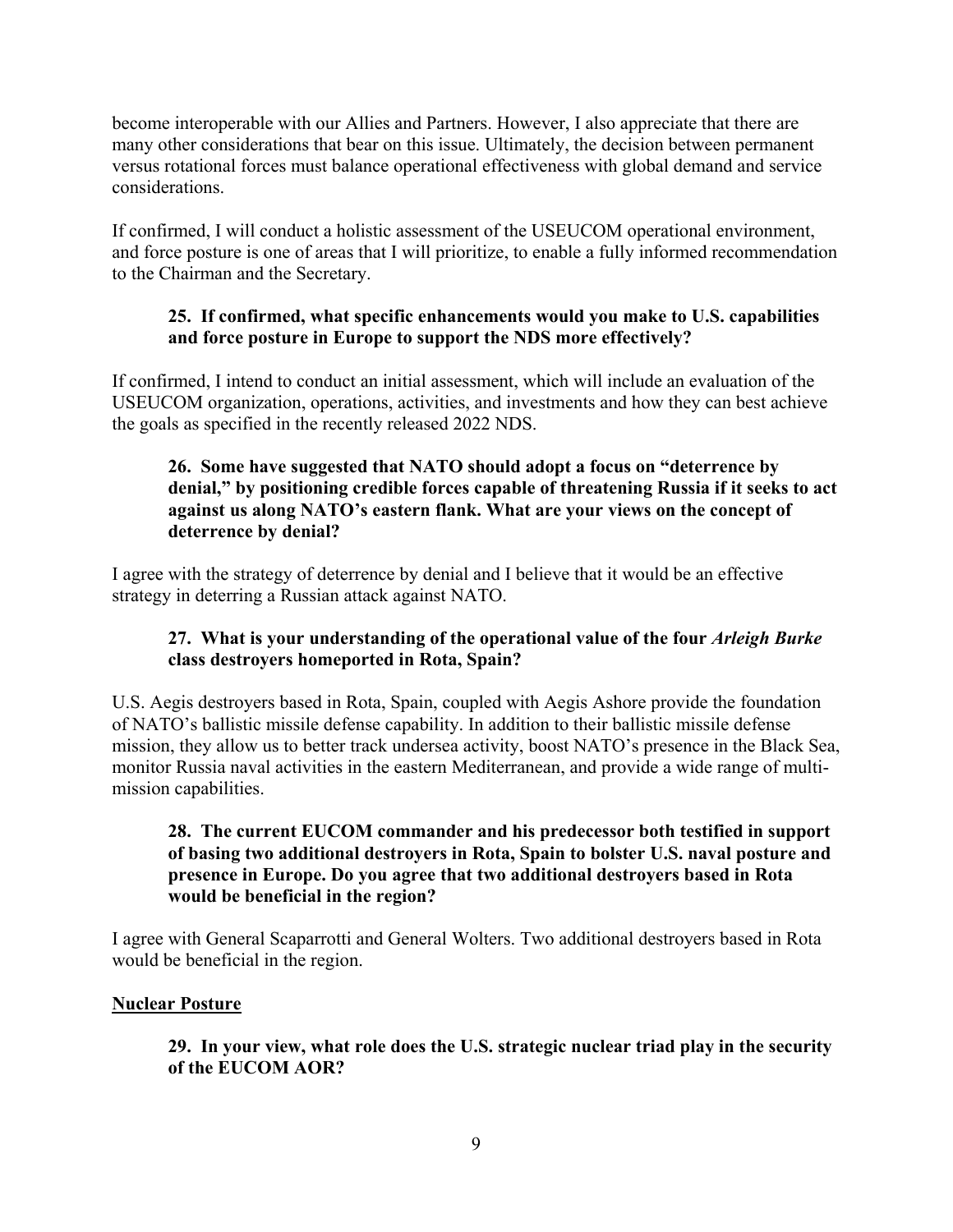become interoperable with our Allies and Partners. However, I also appreciate that there are many other considerations that bear on this issue. Ultimately, the decision between permanent versus rotational forces must balance operational effectiveness with global demand and service considerations.

If confirmed, I will conduct a holistic assessment of the USEUCOM operational environment, and force posture is one of areas that I will prioritize, to enable a fully informed recommendation to the Chairman and the Secretary.

**25. If confirmed, what specific enhancements would you make to U.S. capabilities and force posture in Europe to support the NDS more effectively?**

If confirmed, I intend to conduct an initial assessment, which will include an evaluation of the USEUCOM organization, operations, activities, and investments and how they can best achieve the goals as specified in the recently released 2022 NDS.

**26. Some have suggested that NATO should adopt a focus on "deterrence by denial," by positioning credible forces capable of threatening Russia if it seeks to act against us along NATO's eastern flank. What are your views on the concept of deterrence by denial?**

I agree with the strategy of deterrence by denial and I believe that it would be an effective strategy in deterring a Russian attack against NATO.

**27. What is your understanding of the operational value of the four *Arleigh Burke* class destroyers homeported in Rota, Spain?**

U.S. Aegis destroyers based in Rota, Spain, coupled with Aegis Ashore provide the foundation of NATO's ballistic missile defense capability. In addition to their ballistic missile defense mission, they allow us to better track undersea activity, boost NATO's presence in the Black Sea, monitor Russia naval activities in the eastern Mediterranean, and provide a wide range of multi-mission capabilities.

**28. The current EUCOM commander and his predecessor both testified in support of basing two additional destroyers in Rota, Spain to bolster U.S. naval posture and presence in Europe. Do you agree that two additional destroyers based in Rota would be beneficial in the region?**

I agree with General Scaparrotti and General Wolters. Two additional destroyers based in Rota would be beneficial in the region.

## Nuclear Posture

**29. In your view, what role does the U.S. strategic nuclear triad play in the security of the EUCOM AOR?**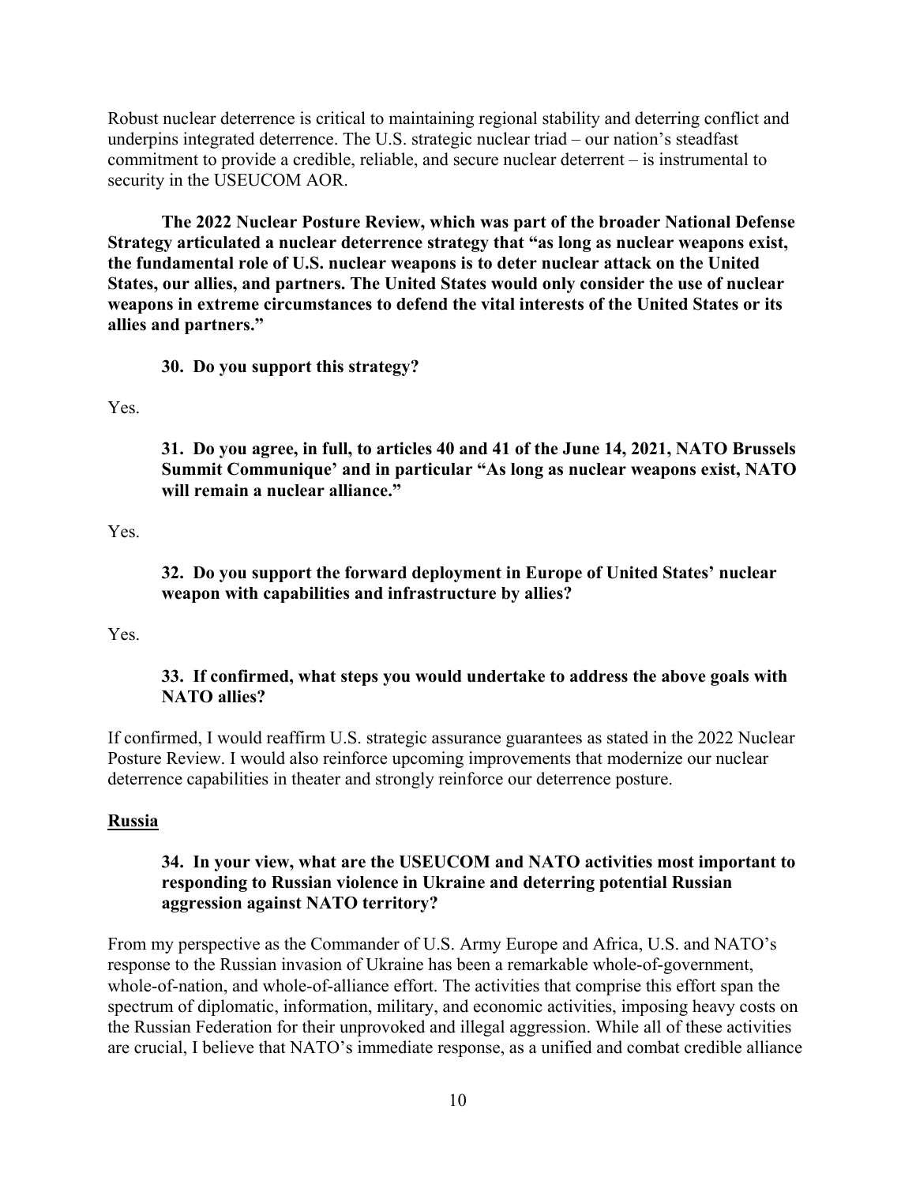Robust nuclear deterrence is critical to maintaining regional stability and deterring conflict and underpins integrated deterrence. The U.S. strategic nuclear triad – our nation's steadfast commitment to provide a credible, reliable, and secure nuclear deterrent – is instrumental to security in the USEUCOM AOR.

**The 2022 Nuclear Posture Review, which was part of the broader National Defense Strategy articulated a nuclear deterrence strategy that "as long as nuclear weapons exist, the fundamental role of U.S. nuclear weapons is to deter nuclear attack on the United States, our allies, and partners. The United States would only consider the use of nuclear weapons in extreme circumstances to defend the vital interests of the United States or its allies and partners."**

**30. Do you support this strategy?**

Yes.

**31. Do you agree, in full, to articles 40 and 41 of the June 14, 2021, NATO Brussels Summit Communique' and in particular "As long as nuclear weapons exist, NATO will remain a nuclear alliance."**

Yes.

**32. Do you support the forward deployment in Europe of United States' nuclear weapon with capabilities and infrastructure by allies?**

Yes.

**33. If confirmed, what steps you would undertake to address the above goals with NATO allies?**

If confirmed, I would reaffirm U.S. strategic assurance guarantees as stated in the 2022 Nuclear Posture Review. I would also reinforce upcoming improvements that modernize our nuclear deterrence capabilities in theater and strongly reinforce our deterrence posture.

## Russia

**34. In your view, what are the USEUCOM and NATO activities most important to responding to Russian violence in Ukraine and deterring potential Russian aggression against NATO territory?**

From my perspective as the Commander of U.S. Army Europe and Africa, U.S. and NATO's response to the Russian invasion of Ukraine has been a remarkable whole-of-government, whole-of-nation, and whole-of-alliance effort. The activities that comprise this effort span the spectrum of diplomatic, information, military, and economic activities, imposing heavy costs on the Russian Federation for their unprovoked and illegal aggression. While all of these activities are crucial, I believe that NATO's immediate response, as a unified and combat credible alliance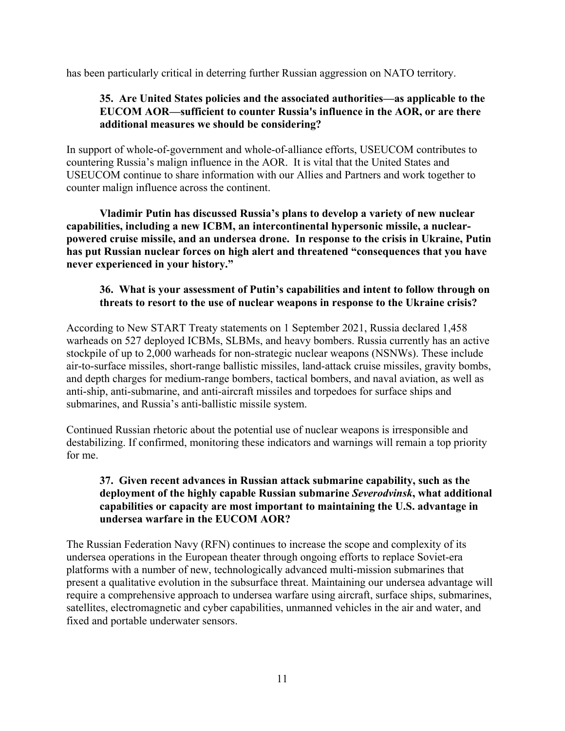has been particularly critical in deterring further Russian aggression on NATO territory.

**35. Are United States policies and the associated authorities—as applicable to the EUCOM AOR—sufficient to counter Russia's influence in the AOR, or are there additional measures we should be considering?**

In support of whole-of-government and whole-of-alliance efforts, USEUCOM contributes to countering Russia's malign influence in the AOR. It is vital that the United States and USEUCOM continue to share information with our Allies and Partners and work together to counter malign influence across the continent.

**Vladimir Putin has discussed Russia's plans to develop a variety of new nuclear capabilities, including a new ICBM, an intercontinental hypersonic missile, a nuclear-powered cruise missile, and an undersea drone. In response to the crisis in Ukraine, Putin has put Russian nuclear forces on high alert and threatened "consequences that you have never experienced in your history."**

**36. What is your assessment of Putin's capabilities and intent to follow through on threats to resort to the use of nuclear weapons in response to the Ukraine crisis?**

According to New START Treaty statements on 1 September 2021, Russia declared 1,458 warheads on 527 deployed ICBMs, SLBMs, and heavy bombers. Russia currently has an active stockpile of up to 2,000 warheads for non-strategic nuclear weapons (NSNWs). These include air-to-surface missiles, short-range ballistic missiles, land-attack cruise missiles, gravity bombs, and depth charges for medium-range bombers, tactical bombers, and naval aviation, as well as anti-ship, anti-submarine, and anti-aircraft missiles and torpedoes for surface ships and submarines, and Russia's anti-ballistic missile system.

Continued Russian rhetoric about the potential use of nuclear weapons is irresponsible and destabilizing. If confirmed, monitoring these indicators and warnings will remain a top priority for me.

**37. Given recent advances in Russian attack submarine capability, such as the deployment of the highly capable Russian submarine *Severodvinsk*, what additional capabilities or capacity are most important to maintaining the U.S. advantage in undersea warfare in the EUCOM AOR?**

The Russian Federation Navy (RFN) continues to increase the scope and complexity of its undersea operations in the European theater through ongoing efforts to replace Soviet-era platforms with a number of new, technologically advanced multi-mission submarines that present a qualitative evolution in the subsurface threat. Maintaining our undersea advantage will require a comprehensive approach to undersea warfare using aircraft, surface ships, submarines, satellites, electromagnetic and cyber capabilities, unmanned vehicles in the air and water, and fixed and portable underwater sensors.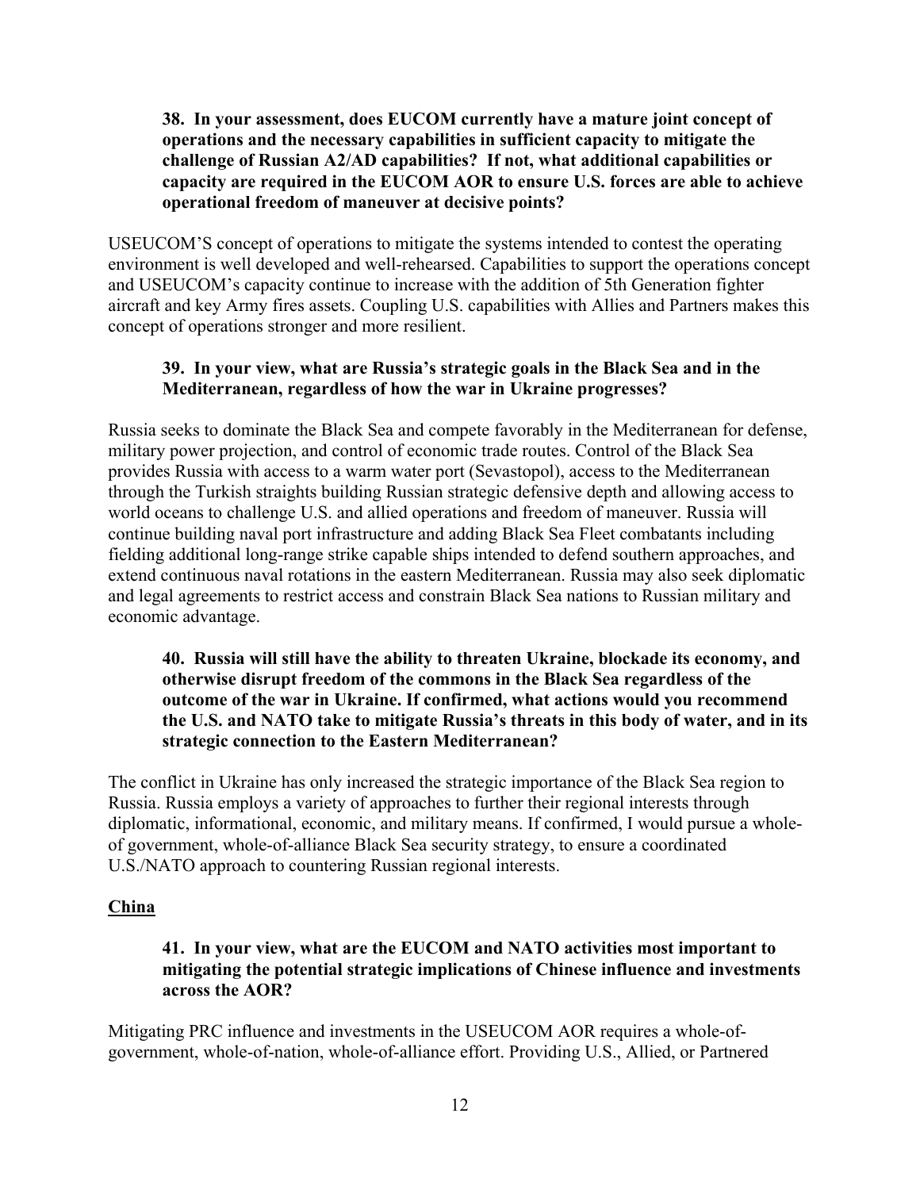**38. In your assessment, does EUCOM currently have a mature joint concept of operations and the necessary capabilities in sufficient capacity to mitigate the challenge of Russian A2/AD capabilities? If not, what additional capabilities or capacity are required in the EUCOM AOR to ensure U.S. forces are able to achieve operational freedom of maneuver at decisive points?**

USEUCOM'S concept of operations to mitigate the systems intended to contest the operating environment is well developed and well-rehearsed. Capabilities to support the operations concept and USEUCOM's capacity continue to increase with the addition of 5th Generation fighter aircraft and key Army fires assets. Coupling U.S. capabilities with Allies and Partners makes this concept of operations stronger and more resilient.

**39. In your view, what are Russia's strategic goals in the Black Sea and in the Mediterranean, regardless of how the war in Ukraine progresses?**

Russia seeks to dominate the Black Sea and compete favorably in the Mediterranean for defense, military power projection, and control of economic trade routes. Control of the Black Sea provides Russia with access to a warm water port (Sevastopol), access to the Mediterranean through the Turkish straights building Russian strategic defensive depth and allowing access to world oceans to challenge U.S. and allied operations and freedom of maneuver. Russia will continue building naval port infrastructure and adding Black Sea Fleet combatants including fielding additional long-range strike capable ships intended to defend southern approaches, and extend continuous naval rotations in the eastern Mediterranean. Russia may also seek diplomatic and legal agreements to restrict access and constrain Black Sea nations to Russian military and economic advantage.

**40. Russia will still have the ability to threaten Ukraine, blockade its economy, and otherwise disrupt freedom of the commons in the Black Sea regardless of the outcome of the war in Ukraine. If confirmed, what actions would you recommend the U.S. and NATO take to mitigate Russia's threats in this body of water, and in its strategic connection to the Eastern Mediterranean?**

The conflict in Ukraine has only increased the strategic importance of the Black Sea region to Russia. Russia employs a variety of approaches to further their regional interests through diplomatic, informational, economic, and military means. If confirmed, I would pursue a whole-of government, whole-of-alliance Black Sea security strategy, to ensure a coordinated U.S./NATO approach to countering Russian regional interests.

## China

**41. In your view, what are the EUCOM and NATO activities most important to mitigating the potential strategic implications of Chinese influence and investments across the AOR?**

Mitigating PRC influence and investments in the USEUCOM AOR requires a whole-of-government, whole-of-nation, whole-of-alliance effort. Providing U.S., Allied, or Partnered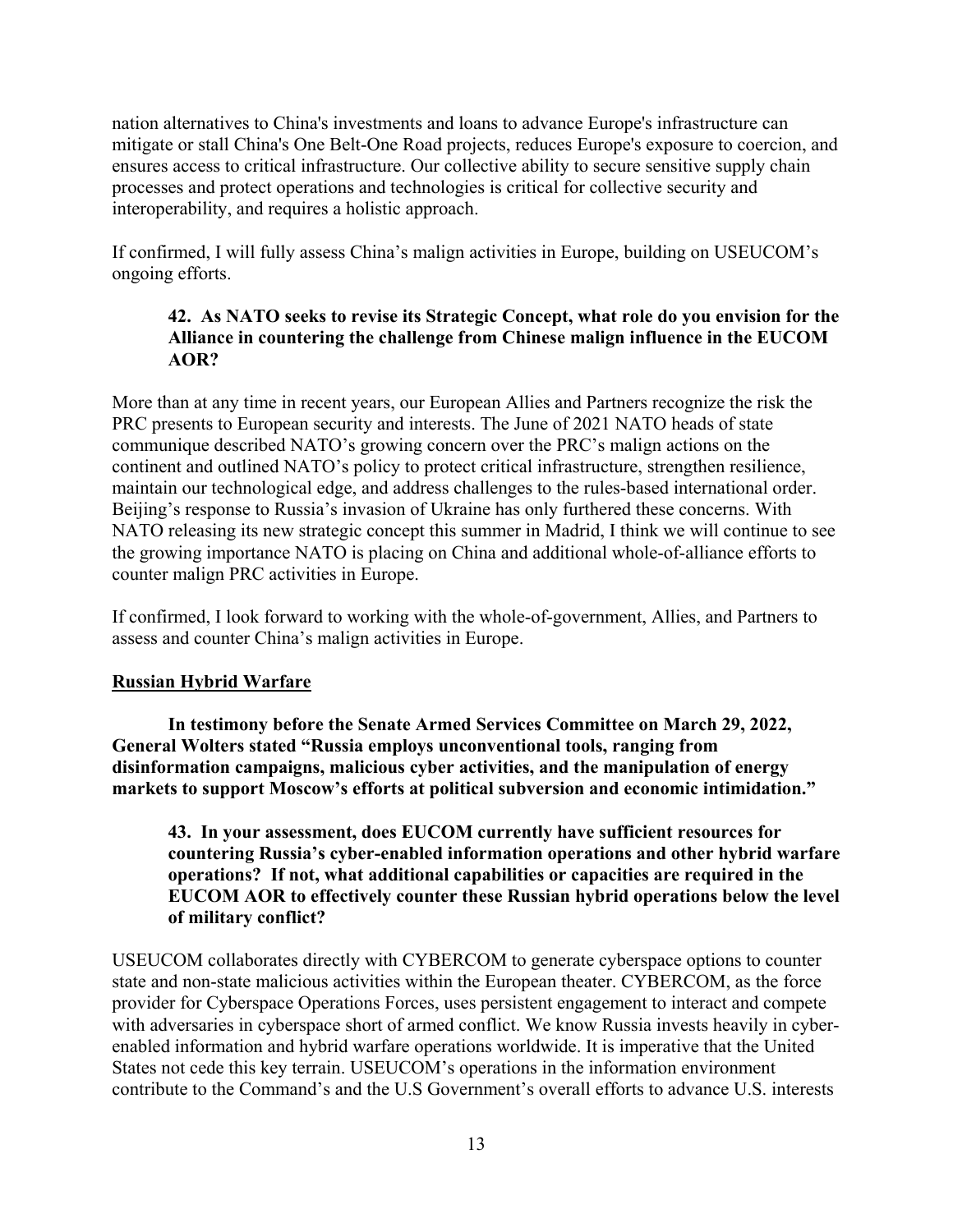nation alternatives to China's investments and loans to advance Europe's infrastructure can mitigate or stall China's One Belt-One Road projects, reduces Europe's exposure to coercion, and ensures access to critical infrastructure. Our collective ability to secure sensitive supply chain processes and protect operations and technologies is critical for collective security and interoperability, and requires a holistic approach.

If confirmed, I will fully assess China's malign activities in Europe, building on USEUCOM's ongoing efforts.

**42. As NATO seeks to revise its Strategic Concept, what role do you envision for the Alliance in countering the challenge from Chinese malign influence in the EUCOM AOR?**

More than at any time in recent years, our European Allies and Partners recognize the risk the PRC presents to European security and interests. The June of 2021 NATO heads of state communique described NATO's growing concern over the PRC's malign actions on the continent and outlined NATO's policy to protect critical infrastructure, strengthen resilience, maintain our technological edge, and address challenges to the rules-based international order. Beijing's response to Russia's invasion of Ukraine has only furthered these concerns. With NATO releasing its new strategic concept this summer in Madrid, I think we will continue to see the growing importance NATO is placing on China and additional whole-of-alliance efforts to counter malign PRC activities in Europe.

If confirmed, I look forward to working with the whole-of-government, Allies, and Partners to assess and counter China's malign activities in Europe.

## Russian Hybrid Warfare

**In testimony before the Senate Armed Services Committee on March 29, 2022, General Wolters stated "Russia employs unconventional tools, ranging from disinformation campaigns, malicious cyber activities, and the manipulation of energy markets to support Moscow's efforts at political subversion and economic intimidation."**

**43. In your assessment, does EUCOM currently have sufficient resources for countering Russia's cyber-enabled information operations and other hybrid warfare operations? If not, what additional capabilities or capacities are required in the EUCOM AOR to effectively counter these Russian hybrid operations below the level of military conflict?**

USEUCOM collaborates directly with CYBERCOM to generate cyberspace options to counter state and non-state malicious activities within the European theater. CYBERCOM, as the force provider for Cyberspace Operations Forces, uses persistent engagement to interact and compete with adversaries in cyberspace short of armed conflict. We know Russia invests heavily in cyber-enabled information and hybrid warfare operations worldwide. It is imperative that the United States not cede this key terrain. USEUCOM's operations in the information environment contribute to the Command's and the U.S Government's overall efforts to advance U.S. interests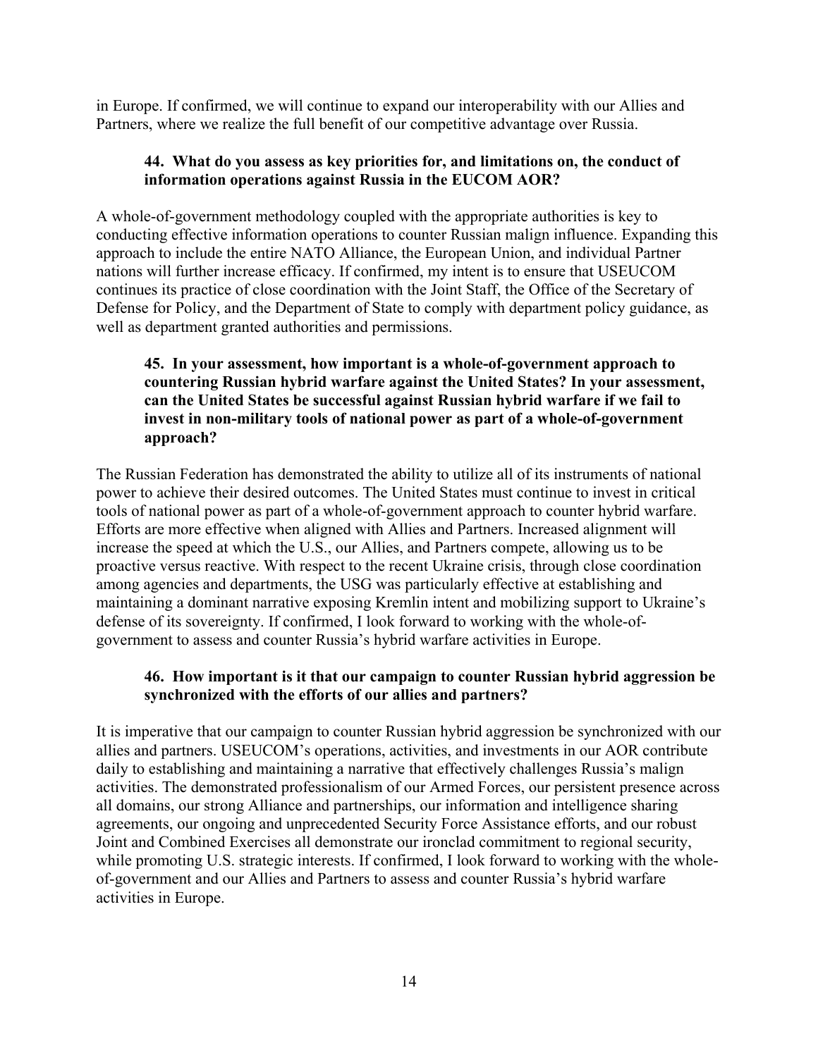in Europe. If confirmed, we will continue to expand our interoperability with our Allies and Partners, where we realize the full benefit of our competitive advantage over Russia.

**44. What do you assess as key priorities for, and limitations on, the conduct of information operations against Russia in the EUCOM AOR?**

A whole-of-government methodology coupled with the appropriate authorities is key to conducting effective information operations to counter Russian malign influence. Expanding this approach to include the entire NATO Alliance, the European Union, and individual Partner nations will further increase efficacy. If confirmed, my intent is to ensure that USEUCOM continues its practice of close coordination with the Joint Staff, the Office of the Secretary of Defense for Policy, and the Department of State to comply with department policy guidance, as well as department granted authorities and permissions.

**45. In your assessment, how important is a whole-of-government approach to countering Russian hybrid warfare against the United States? In your assessment, can the United States be successful against Russian hybrid warfare if we fail to invest in non-military tools of national power as part of a whole-of-government approach?**

The Russian Federation has demonstrated the ability to utilize all of its instruments of national power to achieve their desired outcomes. The United States must continue to invest in critical tools of national power as part of a whole-of-government approach to counter hybrid warfare. Efforts are more effective when aligned with Allies and Partners. Increased alignment will increase the speed at which the U.S., our Allies, and Partners compete, allowing us to be proactive versus reactive. With respect to the recent Ukraine crisis, through close coordination among agencies and departments, the USG was particularly effective at establishing and maintaining a dominant narrative exposing Kremlin intent and mobilizing support to Ukraine's defense of its sovereignty. If confirmed, I look forward to working with the whole-of-government to assess and counter Russia's hybrid warfare activities in Europe.

**46. How important is it that our campaign to counter Russian hybrid aggression be synchronized with the efforts of our allies and partners?**

It is imperative that our campaign to counter Russian hybrid aggression be synchronized with our allies and partners. USEUCOM's operations, activities, and investments in our AOR contribute daily to establishing and maintaining a narrative that effectively challenges Russia's malign activities. The demonstrated professionalism of our Armed Forces, our persistent presence across all domains, our strong Alliance and partnerships, our information and intelligence sharing agreements, our ongoing and unprecedented Security Force Assistance efforts, and our robust Joint and Combined Exercises all demonstrate our ironclad commitment to regional security, while promoting U.S. strategic interests. If confirmed, I look forward to working with the whole-of-government and our Allies and Partners to assess and counter Russia's hybrid warfare activities in Europe.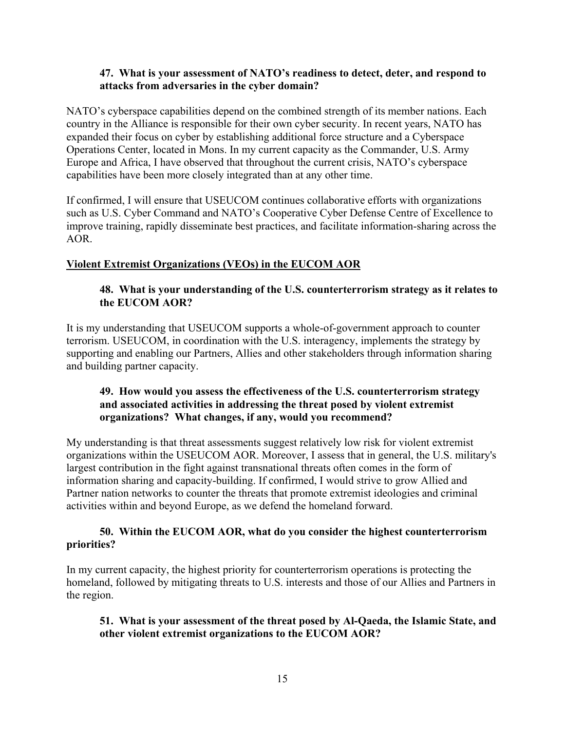**47. What is your assessment of NATO's readiness to detect, deter, and respond to attacks from adversaries in the cyber domain?**

NATO's cyberspace capabilities depend on the combined strength of its member nations. Each country in the Alliance is responsible for their own cyber security. In recent years, NATO has expanded their focus on cyber by establishing additional force structure and a Cyberspace Operations Center, located in Mons. In my current capacity as the Commander, U.S. Army Europe and Africa, I have observed that throughout the current crisis, NATO's cyberspace capabilities have been more closely integrated than at any other time.

If confirmed, I will ensure that USEUCOM continues collaborative efforts with organizations such as U.S. Cyber Command and NATO's Cooperative Cyber Defense Centre of Excellence to improve training, rapidly disseminate best practices, and facilitate information-sharing across the AOR.

## Violent Extremist Organizations (VEOs) in the EUCOM AOR

**48. What is your understanding of the U.S. counterterrorism strategy as it relates to the EUCOM AOR?**

It is my understanding that USEUCOM supports a whole-of-government approach to counter terrorism. USEUCOM, in coordination with the U.S. interagency, implements the strategy by supporting and enabling our Partners, Allies and other stakeholders through information sharing and building partner capacity.

**49. How would you assess the effectiveness of the U.S. counterterrorism strategy and associated activities in addressing the threat posed by violent extremist organizations? What changes, if any, would you recommend?**

My understanding is that threat assessments suggest relatively low risk for violent extremist organizations within the USEUCOM AOR. Moreover, I assess that in general, the U.S. military's largest contribution in the fight against transnational threats often comes in the form of information sharing and capacity-building. If confirmed, I would strive to grow Allied and Partner nation networks to counter the threats that promote extremist ideologies and criminal activities within and beyond Europe, as we defend the homeland forward.

**50. Within the EUCOM AOR, what do you consider the highest counterterrorism priorities?**

In my current capacity, the highest priority for counterterrorism operations is protecting the homeland, followed by mitigating threats to U.S. interests and those of our Allies and Partners in the region.

**51. What is your assessment of the threat posed by Al-Qaeda, the Islamic State, and other violent extremist organizations to the EUCOM AOR?**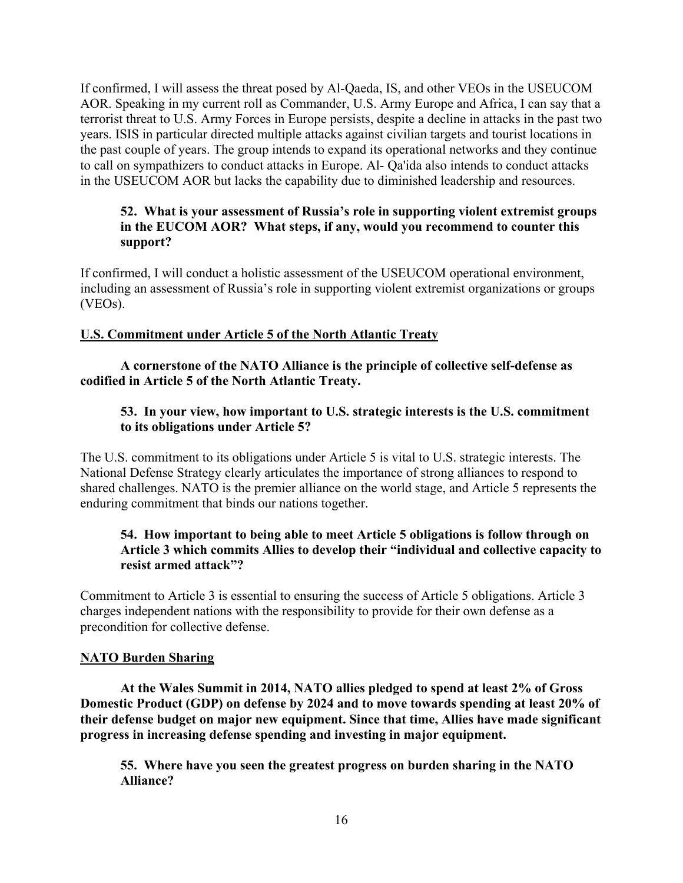If confirmed, I will assess the threat posed by Al-Qaeda, IS, and other VEOs in the USEUCOM AOR. Speaking in my current roll as Commander, U.S. Army Europe and Africa, I can say that a terrorist threat to U.S. Army Forces in Europe persists, despite a decline in attacks in the past two years. ISIS in particular directed multiple attacks against civilian targets and tourist locations in the past couple of years. The group intends to expand its operational networks and they continue to call on sympathizers to conduct attacks in Europe. Al- Qa'ida also intends to conduct attacks in the USEUCOM AOR but lacks the capability due to diminished leadership and resources.

**52. What is your assessment of Russia's role in supporting violent extremist groups in the EUCOM AOR? What steps, if any, would you recommend to counter this support?**

If confirmed, I will conduct a holistic assessment of the USEUCOM operational environment, including an assessment of Russia's role in supporting violent extremist organizations or groups (VEOs).

## U.S. Commitment under Article 5 of the North Atlantic Treaty

**A cornerstone of the NATO Alliance is the principle of collective self-defense as codified in Article 5 of the North Atlantic Treaty.**

**53. In your view, how important to U.S. strategic interests is the U.S. commitment to its obligations under Article 5?**

The U.S. commitment to its obligations under Article 5 is vital to U.S. strategic interests. The National Defense Strategy clearly articulates the importance of strong alliances to respond to shared challenges. NATO is the premier alliance on the world stage, and Article 5 represents the enduring commitment that binds our nations together.

**54. How important to being able to meet Article 5 obligations is follow through on Article 3 which commits Allies to develop their "individual and collective capacity to resist armed attack"?**

Commitment to Article 3 is essential to ensuring the success of Article 5 obligations. Article 3 charges independent nations with the responsibility to provide for their own defense as a precondition for collective defense.

## NATO Burden Sharing

**At the Wales Summit in 2014, NATO allies pledged to spend at least 2% of Gross Domestic Product (GDP) on defense by 2024 and to move towards spending at least 20% of their defense budget on major new equipment. Since that time, Allies have made significant progress in increasing defense spending and investing in major equipment.**

**55. Where have you seen the greatest progress on burden sharing in the NATO Alliance?**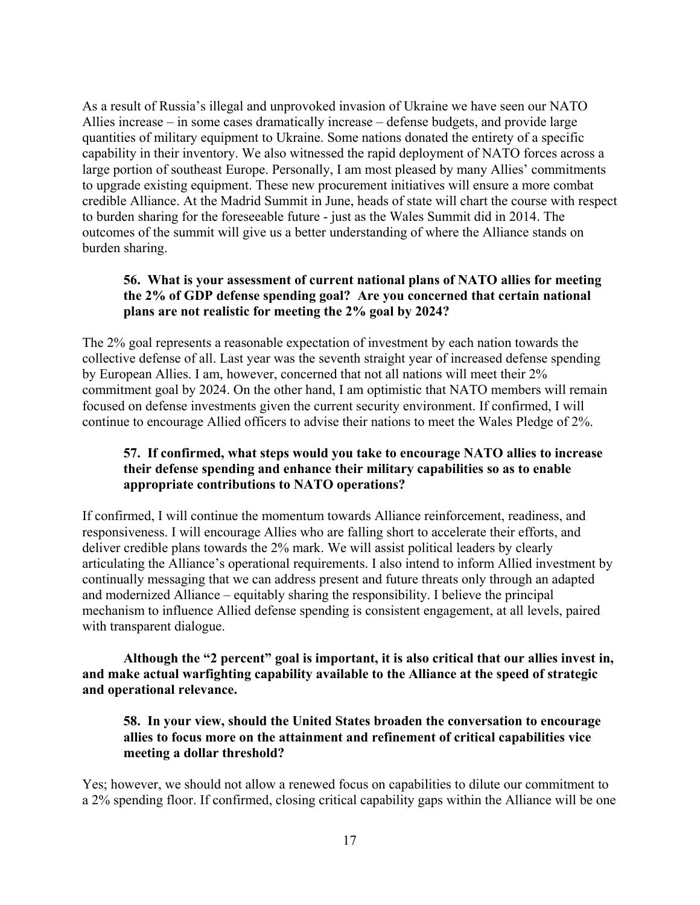As a result of Russia's illegal and unprovoked invasion of Ukraine we have seen our NATO Allies increase – in some cases dramatically increase – defense budgets, and provide large quantities of military equipment to Ukraine. Some nations donated the entirety of a specific capability in their inventory. We also witnessed the rapid deployment of NATO forces across a large portion of southeast Europe. Personally, I am most pleased by many Allies' commitments to upgrade existing equipment. These new procurement initiatives will ensure a more combat credible Alliance. At the Madrid Summit in June, heads of state will chart the course with respect to burden sharing for the foreseeable future - just as the Wales Summit did in 2014. The outcomes of the summit will give us a better understanding of where the Alliance stands on burden sharing.

**56. What is your assessment of current national plans of NATO allies for meeting the 2% of GDP defense spending goal? Are you concerned that certain national plans are not realistic for meeting the 2% goal by 2024?**

The 2% goal represents a reasonable expectation of investment by each nation towards the collective defense of all. Last year was the seventh straight year of increased defense spending by European Allies. I am, however, concerned that not all nations will meet their 2% commitment goal by 2024. On the other hand, I am optimistic that NATO members will remain focused on defense investments given the current security environment. If confirmed, I will continue to encourage Allied officers to advise their nations to meet the Wales Pledge of 2%.

**57. If confirmed, what steps would you take to encourage NATO allies to increase their defense spending and enhance their military capabilities so as to enable appropriate contributions to NATO operations?**

If confirmed, I will continue the momentum towards Alliance reinforcement, readiness, and responsiveness. I will encourage Allies who are falling short to accelerate their efforts, and deliver credible plans towards the 2% mark. We will assist political leaders by clearly articulating the Alliance's operational requirements. I also intend to inform Allied investment by continually messaging that we can address present and future threats only through an adapted and modernized Alliance – equitably sharing the responsibility. I believe the principal mechanism to influence Allied defense spending is consistent engagement, at all levels, paired with transparent dialogue.

**Although the "2 percent" goal is important, it is also critical that our allies invest in, and make actual warfighting capability available to the Alliance at the speed of strategic and operational relevance.**

**58. In your view, should the United States broaden the conversation to encourage allies to focus more on the attainment and refinement of critical capabilities vice meeting a dollar threshold?**

Yes; however, we should not allow a renewed focus on capabilities to dilute our commitment to a 2% spending floor. If confirmed, closing critical capability gaps within the Alliance will be one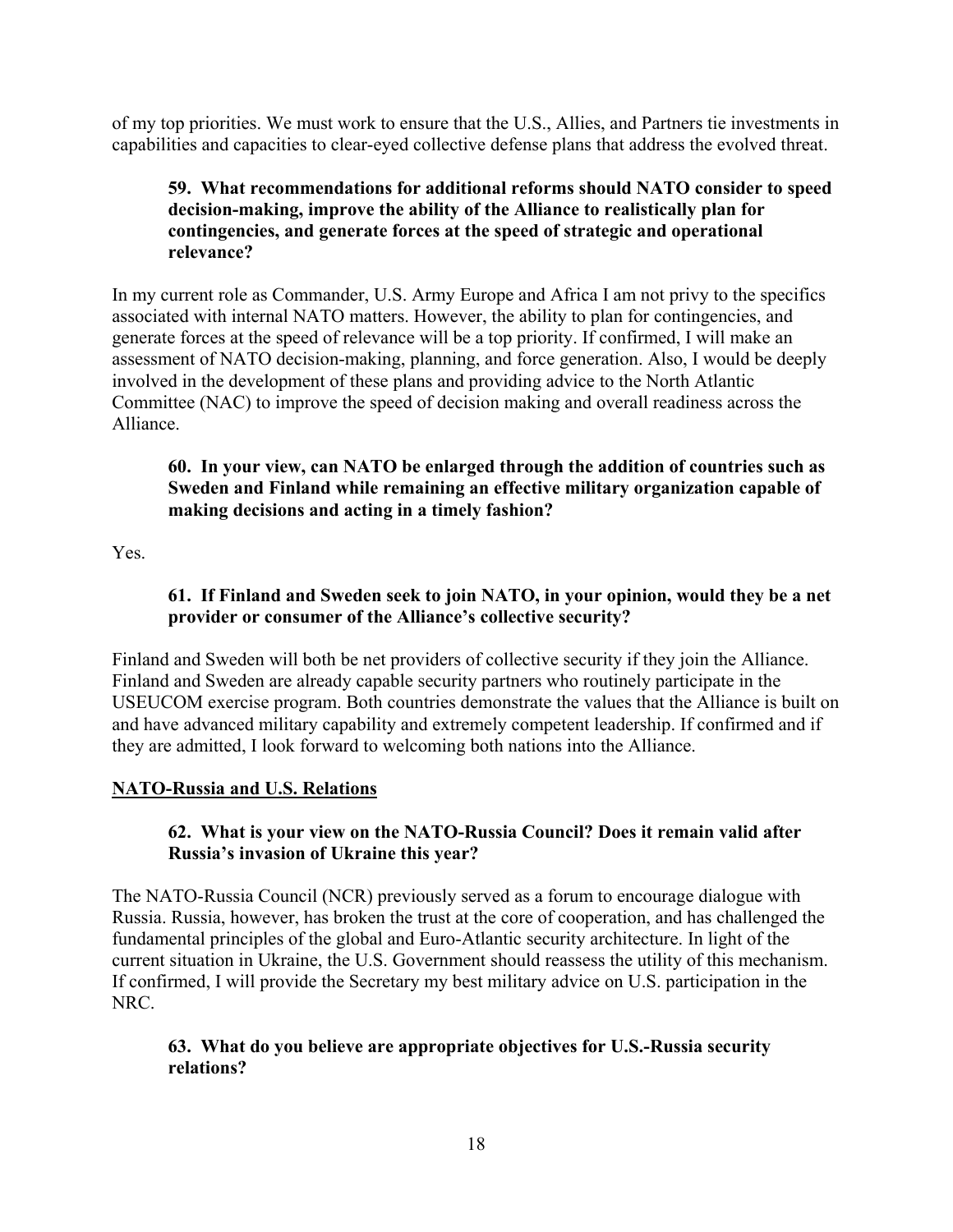of my top priorities. We must work to ensure that the U.S., Allies, and Partners tie investments in capabilities and capacities to clear-eyed collective defense plans that address the evolved threat.

**59. What recommendations for additional reforms should NATO consider to speed decision-making, improve the ability of the Alliance to realistically plan for contingencies, and generate forces at the speed of strategic and operational relevance?**

In my current role as Commander, U.S. Army Europe and Africa I am not privy to the specifics associated with internal NATO matters. However, the ability to plan for contingencies, and generate forces at the speed of relevance will be a top priority. If confirmed, I will make an assessment of NATO decision-making, planning, and force generation. Also, I would be deeply involved in the development of these plans and providing advice to the North Atlantic Committee (NAC) to improve the speed of decision making and overall readiness across the Alliance.

**60. In your view, can NATO be enlarged through the addition of countries such as Sweden and Finland while remaining an effective military organization capable of making decisions and acting in a timely fashion?**

Yes.

**61. If Finland and Sweden seek to join NATO, in your opinion, would they be a net provider or consumer of the Alliance's collective security?**

Finland and Sweden will both be net providers of collective security if they join the Alliance. Finland and Sweden are already capable security partners who routinely participate in the USEUCOM exercise program. Both countries demonstrate the values that the Alliance is built on and have advanced military capability and extremely competent leadership. If confirmed and if they are admitted, I look forward to welcoming both nations into the Alliance.

## NATO-Russia and U.S. Relations

**62. What is your view on the NATO-Russia Council? Does it remain valid after Russia's invasion of Ukraine this year?**

The NATO-Russia Council (NCR) previously served as a forum to encourage dialogue with Russia. Russia, however, has broken the trust at the core of cooperation, and has challenged the fundamental principles of the global and Euro-Atlantic security architecture. In light of the current situation in Ukraine, the U.S. Government should reassess the utility of this mechanism. If confirmed, I will provide the Secretary my best military advice on U.S. participation in the NRC.

**63. What do you believe are appropriate objectives for U.S.-Russia security relations?**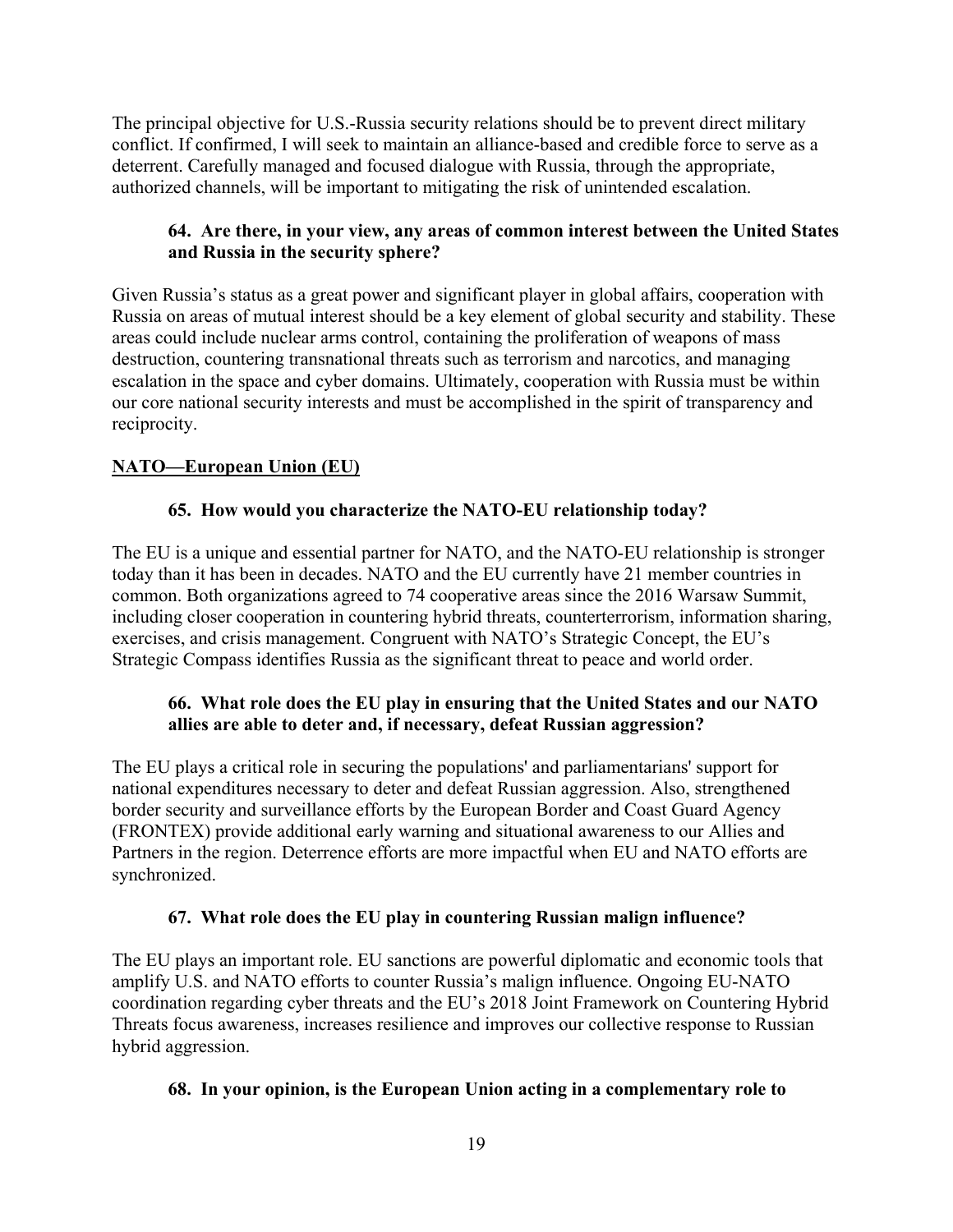The principal objective for U.S.-Russia security relations should be to prevent direct military conflict. If confirmed, I will seek to maintain an alliance-based and credible force to serve as a deterrent. Carefully managed and focused dialogue with Russia, through the appropriate, authorized channels, will be important to mitigating the risk of unintended escalation.

**64. Are there, in your view, any areas of common interest between the United States and Russia in the security sphere?**

Given Russia's status as a great power and significant player in global affairs, cooperation with Russia on areas of mutual interest should be a key element of global security and stability. These areas could include nuclear arms control, containing the proliferation of weapons of mass destruction, countering transnational threats such as terrorism and narcotics, and managing escalation in the space and cyber domains. Ultimately, cooperation with Russia must be within our core national security interests and must be accomplished in the spirit of transparency and reciprocity.

## NATO—European Union (EU)

**65. How would you characterize the NATO-EU relationship today?**

The EU is a unique and essential partner for NATO, and the NATO-EU relationship is stronger today than it has been in decades. NATO and the EU currently have 21 member countries in common. Both organizations agreed to 74 cooperative areas since the 2016 Warsaw Summit, including closer cooperation in countering hybrid threats, counterterrorism, information sharing, exercises, and crisis management. Congruent with NATO's Strategic Concept, the EU's Strategic Compass identifies Russia as the significant threat to peace and world order.

**66. What role does the EU play in ensuring that the United States and our NATO allies are able to deter and, if necessary, defeat Russian aggression?**

The EU plays a critical role in securing the populations' and parliamentarians' support for national expenditures necessary to deter and defeat Russian aggression. Also, strengthened border security and surveillance efforts by the European Border and Coast Guard Agency (FRONTEX) provide additional early warning and situational awareness to our Allies and Partners in the region. Deterrence efforts are more impactful when EU and NATO efforts are synchronized.

**67. What role does the EU play in countering Russian malign influence?**

The EU plays an important role. EU sanctions are powerful diplomatic and economic tools that amplify U.S. and NATO efforts to counter Russia's malign influence. Ongoing EU-NATO coordination regarding cyber threats and the EU's 2018 Joint Framework on Countering Hybrid Threats focus awareness, increases resilience and improves our collective response to Russian hybrid aggression.

**68. In your opinion, is the European Union acting in a complementary role to**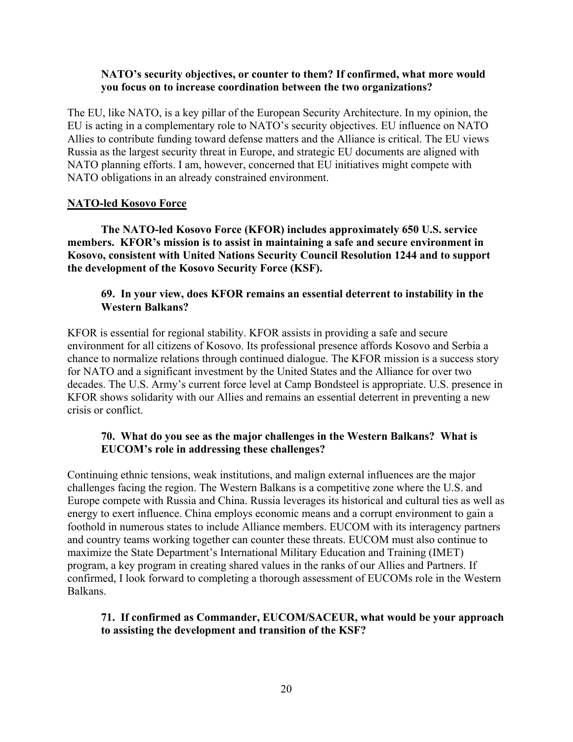**NATO's security objectives, or counter to them? If confirmed, what more would you focus on to increase coordination between the two organizations?**

The EU, like NATO, is a key pillar of the European Security Architecture. In my opinion, the EU is acting in a complementary role to NATO's security objectives. EU influence on NATO Allies to contribute funding toward defense matters and the Alliance is critical. The EU views Russia as the largest security threat in Europe, and strategic EU documents are aligned with NATO planning efforts. I am, however, concerned that EU initiatives might compete with NATO obligations in an already constrained environment.

## NATO-led Kosovo Force

**The NATO-led Kosovo Force (KFOR) includes approximately 650 U.S. service members. KFOR's mission is to assist in maintaining a safe and secure environment in Kosovo, consistent with United Nations Security Council Resolution 1244 and to support the development of the Kosovo Security Force (KSF).**

**69. In your view, does KFOR remains an essential deterrent to instability in the Western Balkans?**

KFOR is essential for regional stability. KFOR assists in providing a safe and secure environment for all citizens of Kosovo. Its professional presence affords Kosovo and Serbia a chance to normalize relations through continued dialogue. The KFOR mission is a success story for NATO and a significant investment by the United States and the Alliance for over two decades. The U.S. Army's current force level at Camp Bondsteel is appropriate. U.S. presence in KFOR shows solidarity with our Allies and remains an essential deterrent in preventing a new crisis or conflict.

**70. What do you see as the major challenges in the Western Balkans? What is EUCOM's role in addressing these challenges?**

Continuing ethnic tensions, weak institutions, and malign external influences are the major challenges facing the region. The Western Balkans is a competitive zone where the U.S. and Europe compete with Russia and China. Russia leverages its historical and cultural ties as well as energy to exert influence. China employs economic means and a corrupt environment to gain a foothold in numerous states to include Alliance members. EUCOM with its interagency partners and country teams working together can counter these threats. EUCOM must also continue to maximize the State Department's International Military Education and Training (IMET) program, a key program in creating shared values in the ranks of our Allies and Partners. If confirmed, I look forward to completing a thorough assessment of EUCOMs role in the Western Balkans.

**71. If confirmed as Commander, EUCOM/SACEUR, what would be your approach to assisting the development and transition of the KSF?**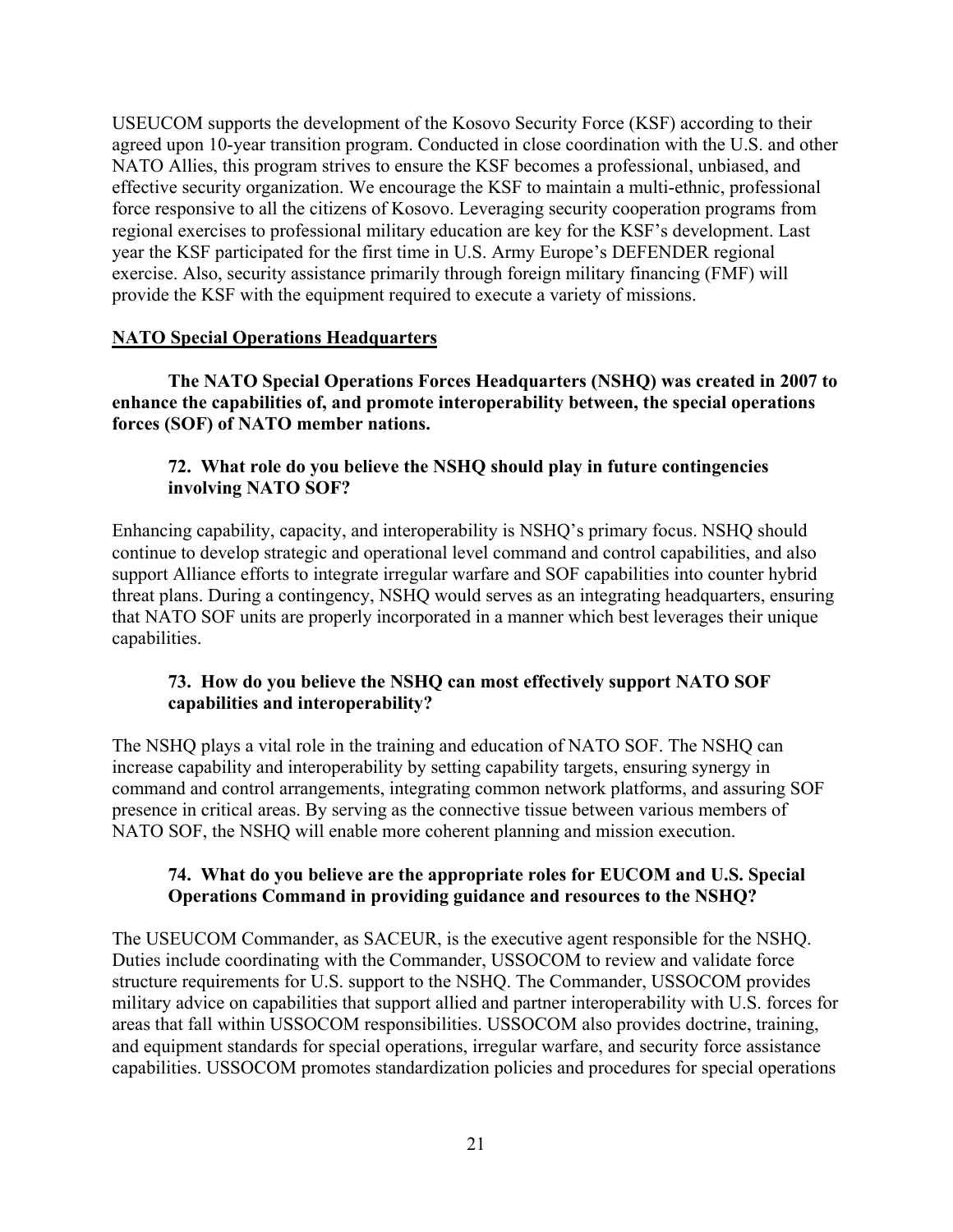USEUCOM supports the development of the Kosovo Security Force (KSF) according to their agreed upon 10-year transition program. Conducted in close coordination with the U.S. and other NATO Allies, this program strives to ensure the KSF becomes a professional, unbiased, and effective security organization. We encourage the KSF to maintain a multi-ethnic, professional force responsive to all the citizens of Kosovo. Leveraging security cooperation programs from regional exercises to professional military education are key for the KSF's development. Last year the KSF participated for the first time in U.S. Army Europe's DEFENDER regional exercise. Also, security assistance primarily through foreign military financing (FMF) will provide the KSF with the equipment required to execute a variety of missions.

## NATO Special Operations Headquarters

**The NATO Special Operations Forces Headquarters (NSHQ) was created in 2007 to enhance the capabilities of, and promote interoperability between, the special operations forces (SOF) of NATO member nations.**

**72. What role do you believe the NSHQ should play in future contingencies involving NATO SOF?**

Enhancing capability, capacity, and interoperability is NSHQ's primary focus. NSHQ should continue to develop strategic and operational level command and control capabilities, and also support Alliance efforts to integrate irregular warfare and SOF capabilities into counter hybrid threat plans. During a contingency, NSHQ would serves as an integrating headquarters, ensuring that NATO SOF units are properly incorporated in a manner which best leverages their unique capabilities.

**73. How do you believe the NSHQ can most effectively support NATO SOF capabilities and interoperability?**

The NSHQ plays a vital role in the training and education of NATO SOF. The NSHQ can increase capability and interoperability by setting capability targets, ensuring synergy in command and control arrangements, integrating common network platforms, and assuring SOF presence in critical areas. By serving as the connective tissue between various members of NATO SOF, the NSHQ will enable more coherent planning and mission execution.

**74. What do you believe are the appropriate roles for EUCOM and U.S. Special Operations Command in providing guidance and resources to the NSHQ?**

The USEUCOM Commander, as SACEUR, is the executive agent responsible for the NSHQ. Duties include coordinating with the Commander, USSOCOM to review and validate force structure requirements for U.S. support to the NSHQ. The Commander, USSOCOM provides military advice on capabilities that support allied and partner interoperability with U.S. forces for areas that fall within USSOCOM responsibilities. USSOCOM also provides doctrine, training, and equipment standards for special operations, irregular warfare, and security force assistance capabilities. USSOCOM promotes standardization policies and procedures for special operations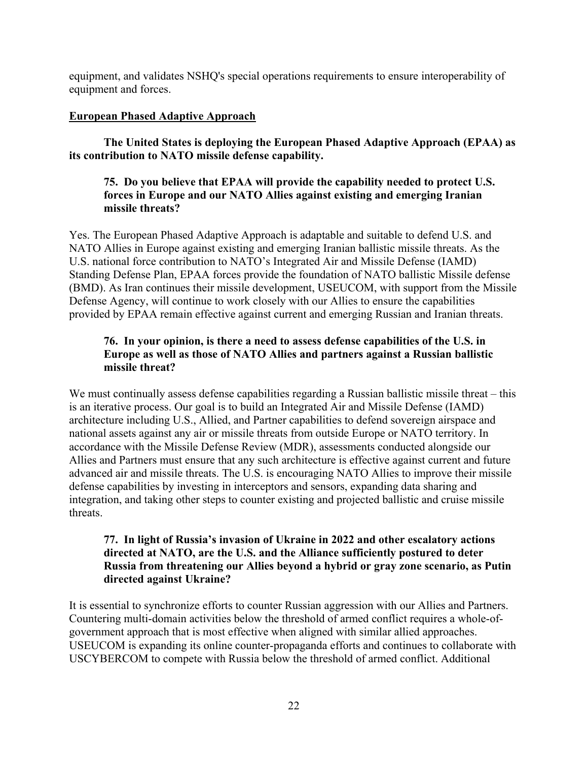equipment, and validates NSHQ's special operations requirements to ensure interoperability of equipment and forces.

## European Phased Adaptive Approach

**The United States is deploying the European Phased Adaptive Approach (EPAA) as its contribution to NATO missile defense capability.**

**75. Do you believe that EPAA will provide the capability needed to protect U.S. forces in Europe and our NATO Allies against existing and emerging Iranian missile threats?**

Yes. The European Phased Adaptive Approach is adaptable and suitable to defend U.S. and NATO Allies in Europe against existing and emerging Iranian ballistic missile threats. As the U.S. national force contribution to NATO's Integrated Air and Missile Defense (IAMD) Standing Defense Plan, EPAA forces provide the foundation of NATO ballistic Missile defense (BMD). As Iran continues their missile development, USEUCOM, with support from the Missile Defense Agency, will continue to work closely with our Allies to ensure the capabilities provided by EPAA remain effective against current and emerging Russian and Iranian threats.

**76. In your opinion, is there a need to assess defense capabilities of the U.S. in Europe as well as those of NATO Allies and partners against a Russian ballistic missile threat?**

We must continually assess defense capabilities regarding a Russian ballistic missile threat – this is an iterative process. Our goal is to build an Integrated Air and Missile Defense (IAMD) architecture including U.S., Allied, and Partner capabilities to defend sovereign airspace and national assets against any air or missile threats from outside Europe or NATO territory. In accordance with the Missile Defense Review (MDR), assessments conducted alongside our Allies and Partners must ensure that any such architecture is effective against current and future advanced air and missile threats. The U.S. is encouraging NATO Allies to improve their missile defense capabilities by investing in interceptors and sensors, expanding data sharing and integration, and taking other steps to counter existing and projected ballistic and cruise missile threats.

**77. In light of Russia's invasion of Ukraine in 2022 and other escalatory actions directed at NATO, are the U.S. and the Alliance sufficiently postured to deter Russia from threatening our Allies beyond a hybrid or gray zone scenario, as Putin directed against Ukraine?**

It is essential to synchronize efforts to counter Russian aggression with our Allies and Partners. Countering multi-domain activities below the threshold of armed conflict requires a whole-of-government approach that is most effective when aligned with similar allied approaches. USEUCOM is expanding its online counter-propaganda efforts and continues to collaborate with USCYBERCOM to compete with Russia below the threshold of armed conflict. Additional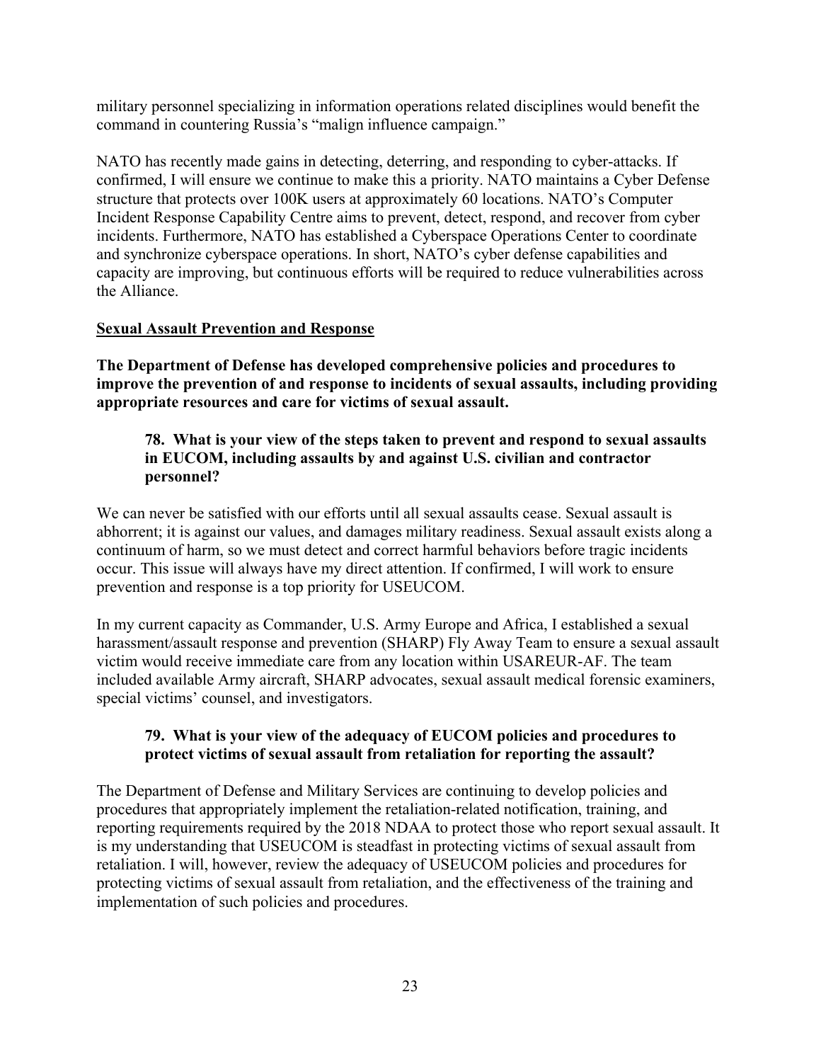military personnel specializing in information operations related disciplines would benefit the command in countering Russia's "malign influence campaign."

NATO has recently made gains in detecting, deterring, and responding to cyber-attacks. If confirmed, I will ensure we continue to make this a priority. NATO maintains a Cyber Defense structure that protects over 100K users at approximately 60 locations. NATO's Computer Incident Response Capability Centre aims to prevent, detect, respond, and recover from cyber incidents. Furthermore, NATO has established a Cyberspace Operations Center to coordinate and synchronize cyberspace operations. In short, NATO's cyber defense capabilities and capacity are improving, but continuous efforts will be required to reduce vulnerabilities across the Alliance.

## Sexual Assault Prevention and Response

**The Department of Defense has developed comprehensive policies and procedures to improve the prevention of and response to incidents of sexual assaults, including providing appropriate resources and care for victims of sexual assault.**

> **78. What is your view of the steps taken to prevent and respond to sexual assaults in EUCOM, including assaults by and against U.S. civilian and contractor personnel?**

We can never be satisfied with our efforts until all sexual assaults cease. Sexual assault is abhorrent; it is against our values, and damages military readiness. Sexual assault exists along a continuum of harm, so we must detect and correct harmful behaviors before tragic incidents occur. This issue will always have my direct attention. If confirmed, I will work to ensure prevention and response is a top priority for USEUCOM.

In my current capacity as Commander, U.S. Army Europe and Africa, I established a sexual harassment/assault response and prevention (SHARP) Fly Away Team to ensure a sexual assault victim would receive immediate care from any location within USAREUR-AF. The team included available Army aircraft, SHARP advocates, sexual assault medical forensic examiners, special victims' counsel, and investigators.

> **79. What is your view of the adequacy of EUCOM policies and procedures to protect victims of sexual assault from retaliation for reporting the assault?**

The Department of Defense and Military Services are continuing to develop policies and procedures that appropriately implement the retaliation-related notification, training, and reporting requirements required by the 2018 NDAA to protect those who report sexual assault. It is my understanding that USEUCOM is steadfast in protecting victims of sexual assault from retaliation. I will, however, review the adequacy of USEUCOM policies and procedures for protecting victims of sexual assault from retaliation, and the effectiveness of the training and implementation of such policies and procedures.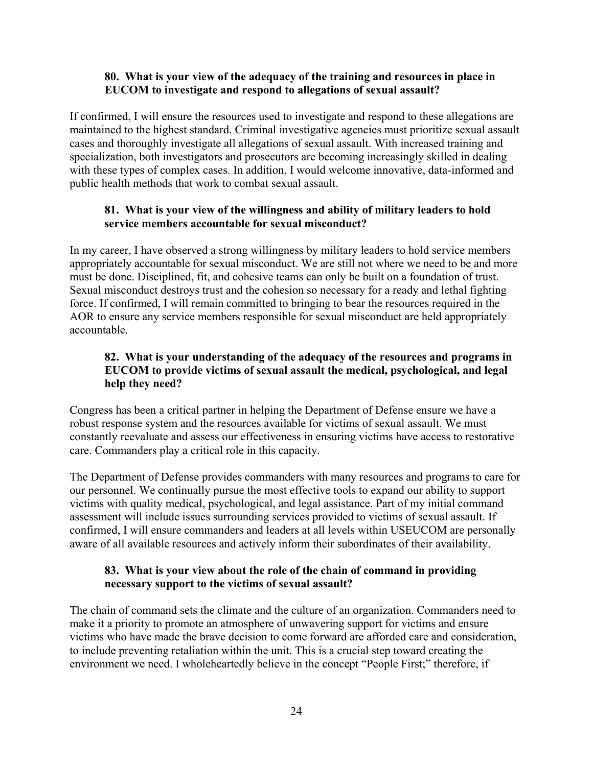**80. What is your view of the adequacy of the training and resources in place in EUCOM to investigate and respond to allegations of sexual assault?**

If confirmed, I will ensure the resources used to investigate and respond to these allegations are maintained to the highest standard. Criminal investigative agencies must prioritize sexual assault cases and thoroughly investigate all allegations of sexual assault. With increased training and specialization, both investigators and prosecutors are becoming increasingly skilled in dealing with these types of complex cases. In addition, I would welcome innovative, data-informed and public health methods that work to combat sexual assault.

**81. What is your view of the willingness and ability of military leaders to hold service members accountable for sexual misconduct?**

In my career, I have observed a strong willingness by military leaders to hold service members appropriately accountable for sexual misconduct. We are still not where we need to be and more must be done. Disciplined, fit, and cohesive teams can only be built on a foundation of trust. Sexual misconduct destroys trust and the cohesion so necessary for a ready and lethal fighting force. If confirmed, I will remain committed to bringing to bear the resources required in the AOR to ensure any service members responsible for sexual misconduct are held appropriately accountable.

**82. What is your understanding of the adequacy of the resources and programs in EUCOM to provide victims of sexual assault the medical, psychological, and legal help they need?**

Congress has been a critical partner in helping the Department of Defense ensure we have a robust response system and the resources available for victims of sexual assault. We must constantly reevaluate and assess our effectiveness in ensuring victims have access to restorative care. Commanders play a critical role in this capacity.

The Department of Defense provides commanders with many resources and programs to care for our personnel. We continually pursue the most effective tools to expand our ability to support victims with quality medical, psychological, and legal assistance. Part of my initial command assessment will include issues surrounding services provided to victims of sexual assault. If confirmed, I will ensure commanders and leaders at all levels within USEUCOM are personally aware of all available resources and actively inform their subordinates of their availability.

**83. What is your view about the role of the chain of command in providing necessary support to the victims of sexual assault?**

The chain of command sets the climate and the culture of an organization. Commanders need to make it a priority to promote an atmosphere of unwavering support for victims and ensure victims who have made the brave decision to come forward are afforded care and consideration, to include preventing retaliation within the unit. This is a crucial step toward creating the environment we need. I wholeheartedly believe in the concept "People First;" therefore, if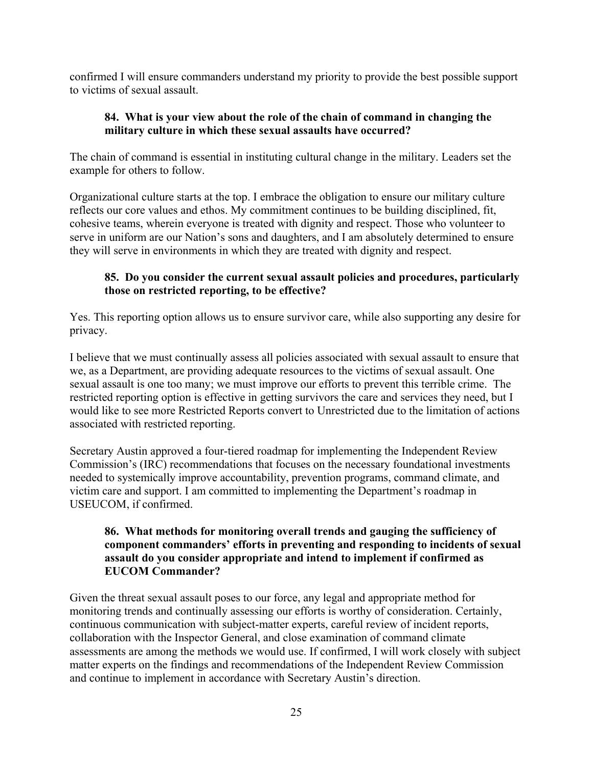confirmed I will ensure commanders understand my priority to provide the best possible support to victims of sexual assault.

**84. What is your view about the role of the chain of command in changing the military culture in which these sexual assaults have occurred?**

The chain of command is essential in instituting cultural change in the military. Leaders set the example for others to follow.

Organizational culture starts at the top. I embrace the obligation to ensure our military culture reflects our core values and ethos. My commitment continues to be building disciplined, fit, cohesive teams, wherein everyone is treated with dignity and respect. Those who volunteer to serve in uniform are our Nation's sons and daughters, and I am absolutely determined to ensure they will serve in environments in which they are treated with dignity and respect.

**85. Do you consider the current sexual assault policies and procedures, particularly those on restricted reporting, to be effective?**

Yes. This reporting option allows us to ensure survivor care, while also supporting any desire for privacy.

I believe that we must continually assess all policies associated with sexual assault to ensure that we, as a Department, are providing adequate resources to the victims of sexual assault. One sexual assault is one too many; we must improve our efforts to prevent this terrible crime. The restricted reporting option is effective in getting survivors the care and services they need, but I would like to see more Restricted Reports convert to Unrestricted due to the limitation of actions associated with restricted reporting.

Secretary Austin approved a four-tiered roadmap for implementing the Independent Review Commission's (IRC) recommendations that focuses on the necessary foundational investments needed to systemically improve accountability, prevention programs, command climate, and victim care and support. I am committed to implementing the Department's roadmap in USEUCOM, if confirmed.

**86. What methods for monitoring overall trends and gauging the sufficiency of component commanders' efforts in preventing and responding to incidents of sexual assault do you consider appropriate and intend to implement if confirmed as EUCOM Commander?**

Given the threat sexual assault poses to our force, any legal and appropriate method for monitoring trends and continually assessing our efforts is worthy of consideration. Certainly, continuous communication with subject-matter experts, careful review of incident reports, collaboration with the Inspector General, and close examination of command climate assessments are among the methods we would use. If confirmed, I will work closely with subject matter experts on the findings and recommendations of the Independent Review Commission and continue to implement in accordance with Secretary Austin's direction.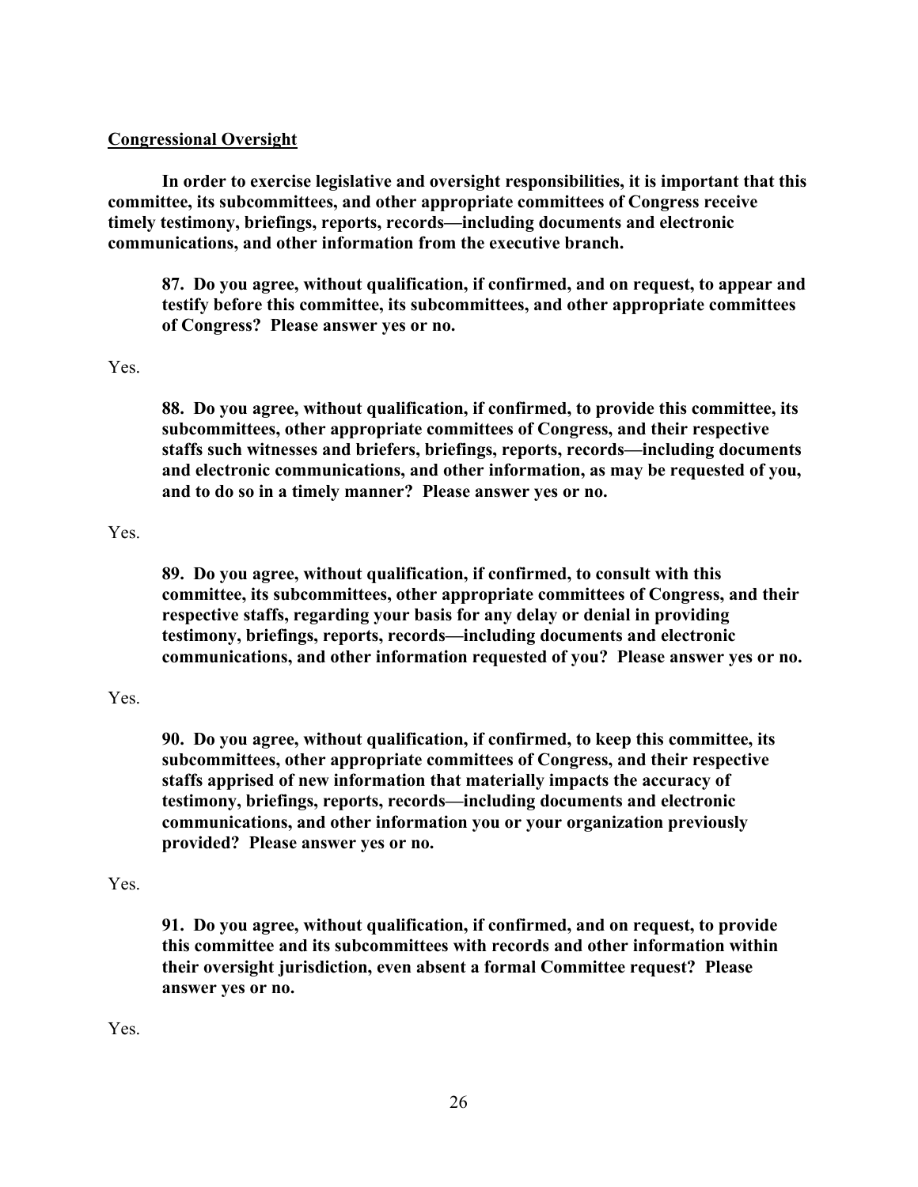## Congressional Oversight

**In order to exercise legislative and oversight responsibilities, it is important that this committee, its subcommittees, and other appropriate committees of Congress receive timely testimony, briefings, reports, records—including documents and electronic communications, and other information from the executive branch.**

**87. Do you agree, without qualification, if confirmed, and on request, to appear and testify before this committee, its subcommittees, and other appropriate committees of Congress? Please answer yes or no.**

Yes.

**88. Do you agree, without qualification, if confirmed, to provide this committee, its subcommittees, other appropriate committees of Congress, and their respective staffs such witnesses and briefers, briefings, reports, records—including documents and electronic communications, and other information, as may be requested of you, and to do so in a timely manner? Please answer yes or no.**

Yes.

**89. Do you agree, without qualification, if confirmed, to consult with this committee, its subcommittees, other appropriate committees of Congress, and their respective staffs, regarding your basis for any delay or denial in providing testimony, briefings, reports, records—including documents and electronic communications, and other information requested of you? Please answer yes or no.**

Yes.

**90. Do you agree, without qualification, if confirmed, to keep this committee, its subcommittees, other appropriate committees of Congress, and their respective staffs apprised of new information that materially impacts the accuracy of testimony, briefings, reports, records—including documents and electronic communications, and other information you or your organization previously provided? Please answer yes or no.**

Yes.

**91. Do you agree, without qualification, if confirmed, and on request, to provide this committee and its subcommittees with records and other information within their oversight jurisdiction, even absent a formal Committee request? Please answer yes or no.**

Yes.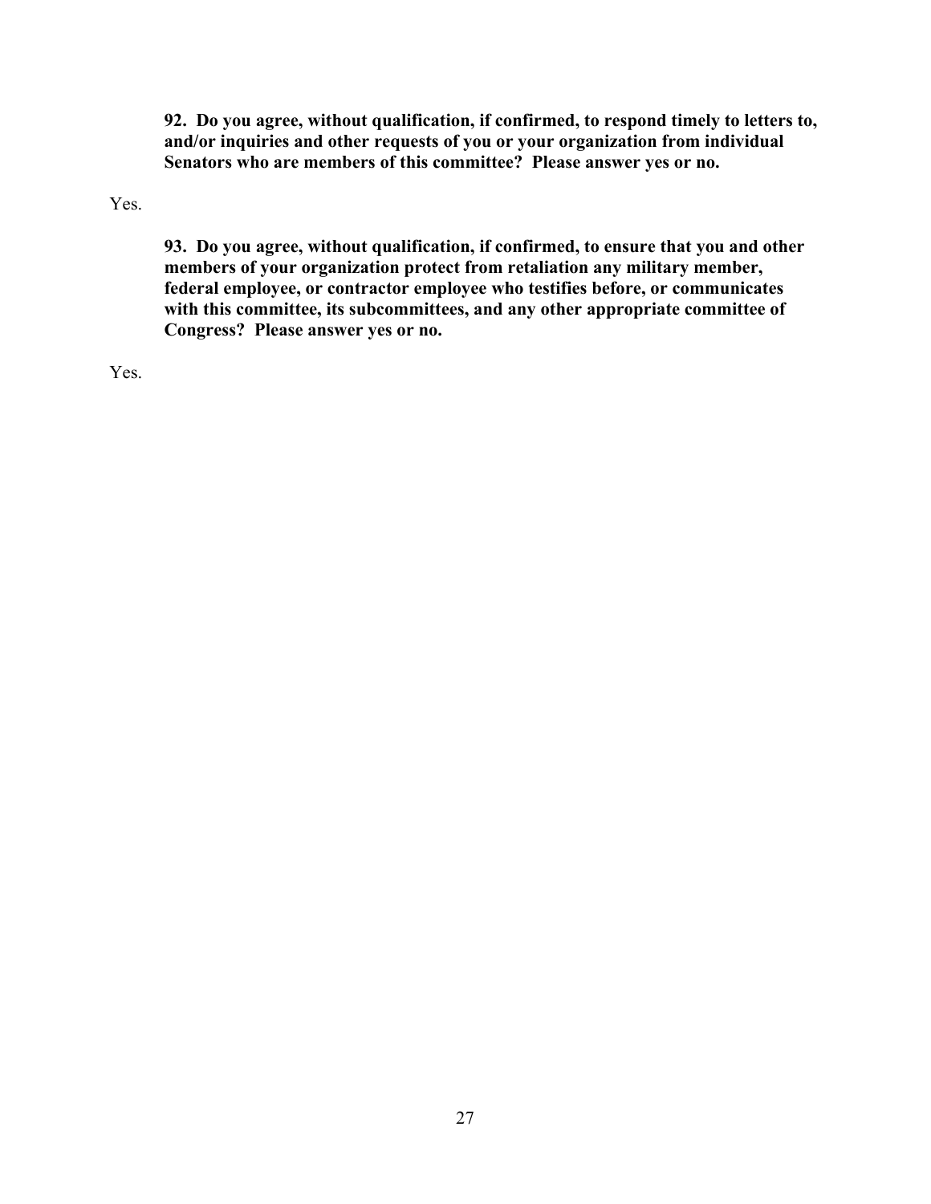**92. Do you agree, without qualification, if confirmed, to respond timely to letters to, and/or inquiries and other requests of you or your organization from individual Senators who are members of this committee? Please answer yes or no.**

Yes.

**93. Do you agree, without qualification, if confirmed, to ensure that you and other members of your organization protect from retaliation any military member, federal employee, or contractor employee who testifies before, or communicates with this committee, its subcommittees, and any other appropriate committee of Congress? Please answer yes or no.**

Yes.